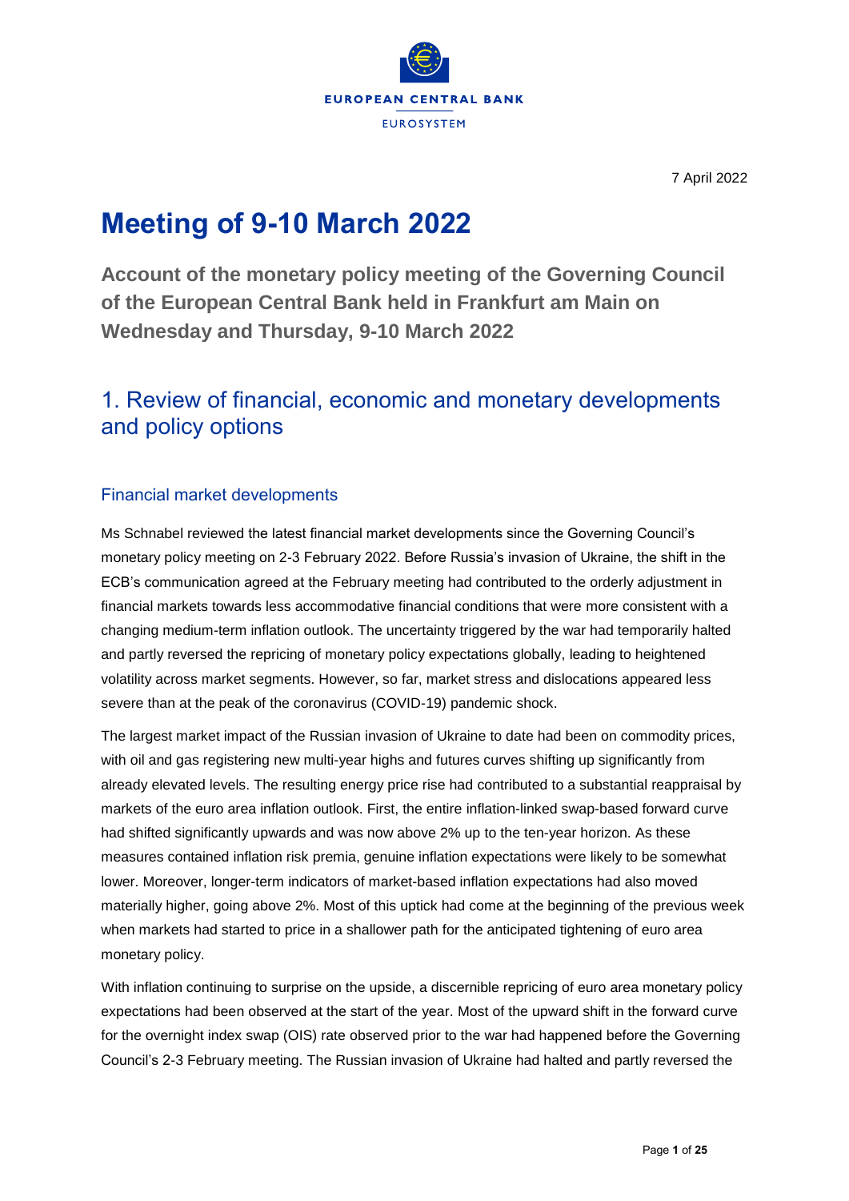EUROPEAN CENTRAL BANK

EUROSYSTEM

7 April 2022

# Meeting of 9-10 March 2022

**Account of the monetary policy meeting of the Governing Council of the European Central Bank held in Frankfurt am Main on Wednesday and Thursday, 9-10 March 2022**

## 1. Review of financial, economic and monetary developments and policy options

### Financial market developments

Ms Schnabel reviewed the latest financial market developments since the Governing Council's monetary policy meeting on 2-3 February 2022. Before Russia's invasion of Ukraine, the shift in the ECB's communication agreed at the February meeting had contributed to the orderly adjustment in financial markets towards less accommodative financial conditions that were more consistent with a changing medium-term inflation outlook. The uncertainty triggered by the war had temporarily halted and partly reversed the repricing of monetary policy expectations globally, leading to heightened volatility across market segments. However, so far, market stress and dislocations appeared less severe than at the peak of the coronavirus (COVID-19) pandemic shock.

The largest market impact of the Russian invasion of Ukraine to date had been on commodity prices, with oil and gas registering new multi-year highs and futures curves shifting up significantly from already elevated levels. The resulting energy price rise had contributed to a substantial reappraisal by markets of the euro area inflation outlook. First, the entire inflation-linked swap-based forward curve had shifted significantly upwards and was now above 2% up to the ten-year horizon. As these measures contained inflation risk premia, genuine inflation expectations were likely to be somewhat lower. Moreover, longer-term indicators of market-based inflation expectations had also moved materially higher, going above 2%. Most of this uptick had come at the beginning of the previous week when markets had started to price in a shallower path for the anticipated tightening of euro area monetary policy.

With inflation continuing to surprise on the upside, a discernible repricing of euro area monetary policy expectations had been observed at the start of the year. Most of the upward shift in the forward curve for the overnight index swap (OIS) rate observed prior to the war had happened before the Governing Council's 2-3 February meeting. The Russian invasion of Ukraine had halted and partly reversed the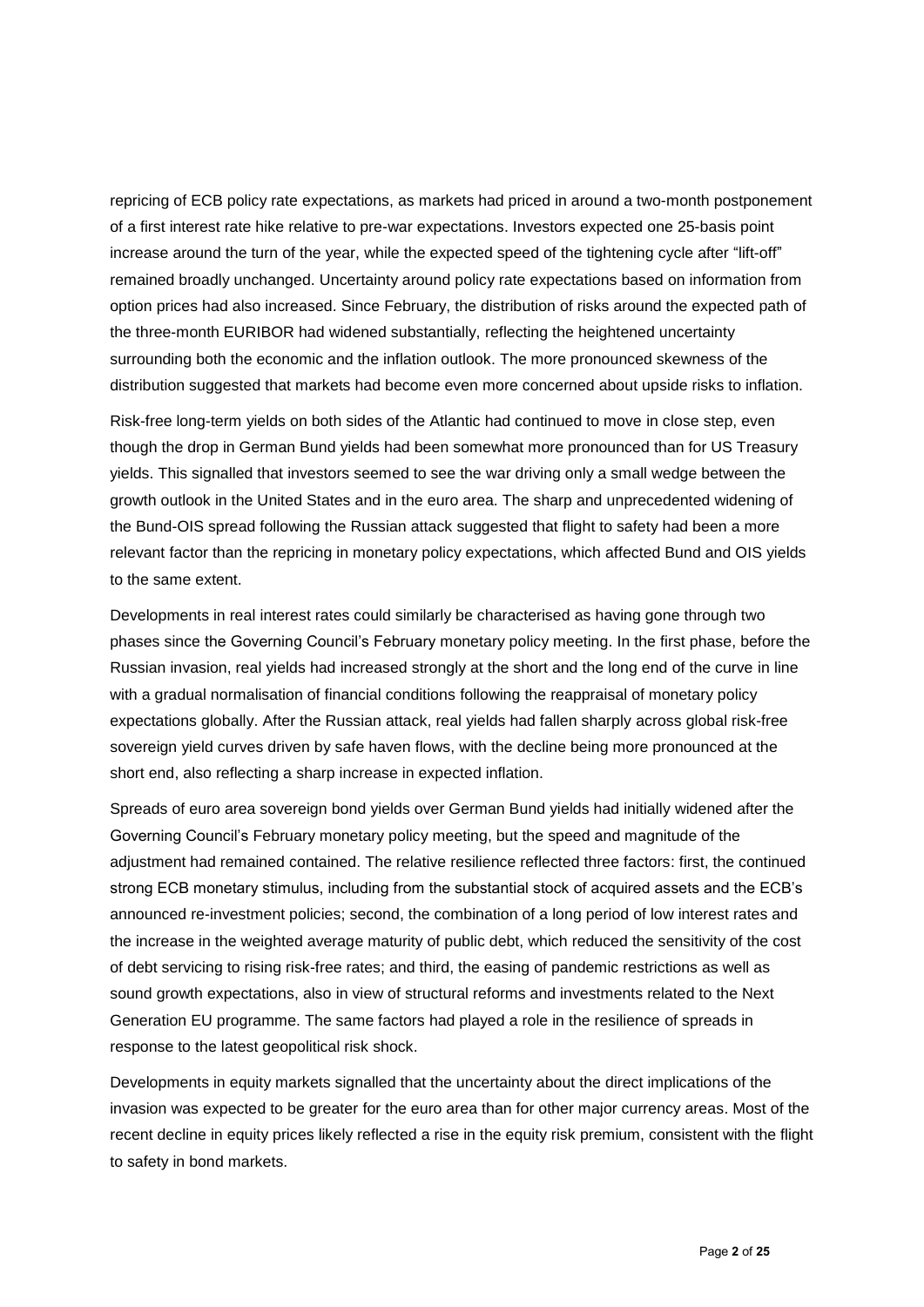repricing of ECB policy rate expectations, as markets had priced in around a two-month postponement of a first interest rate hike relative to pre-war expectations. Investors expected one 25-basis point increase around the turn of the year, while the expected speed of the tightening cycle after "lift-off" remained broadly unchanged. Uncertainty around policy rate expectations based on information from option prices had also increased. Since February, the distribution of risks around the expected path of the three-month EURIBOR had widened substantially, reflecting the heightened uncertainty surrounding both the economic and the inflation outlook. The more pronounced skewness of the distribution suggested that markets had become even more concerned about upside risks to inflation.

Risk-free long-term yields on both sides of the Atlantic had continued to move in close step, even though the drop in German Bund yields had been somewhat more pronounced than for US Treasury yields. This signalled that investors seemed to see the war driving only a small wedge between the growth outlook in the United States and in the euro area. The sharp and unprecedented widening of the Bund-OIS spread following the Russian attack suggested that flight to safety had been a more relevant factor than the repricing in monetary policy expectations, which affected Bund and OIS yields to the same extent.

Developments in real interest rates could similarly be characterised as having gone through two phases since the Governing Council's February monetary policy meeting. In the first phase, before the Russian invasion, real yields had increased strongly at the short and the long end of the curve in line with a gradual normalisation of financial conditions following the reappraisal of monetary policy expectations globally. After the Russian attack, real yields had fallen sharply across global risk-free sovereign yield curves driven by safe haven flows, with the decline being more pronounced at the short end, also reflecting a sharp increase in expected inflation.

Spreads of euro area sovereign bond yields over German Bund yields had initially widened after the Governing Council's February monetary policy meeting, but the speed and magnitude of the adjustment had remained contained. The relative resilience reflected three factors: first, the continued strong ECB monetary stimulus, including from the substantial stock of acquired assets and the ECB's announced re-investment policies; second, the combination of a long period of low interest rates and the increase in the weighted average maturity of public debt, which reduced the sensitivity of the cost of debt servicing to rising risk-free rates; and third, the easing of pandemic restrictions as well as sound growth expectations, also in view of structural reforms and investments related to the Next Generation EU programme. The same factors had played a role in the resilience of spreads in response to the latest geopolitical risk shock.

Developments in equity markets signalled that the uncertainty about the direct implications of the invasion was expected to be greater for the euro area than for other major currency areas. Most of the recent decline in equity prices likely reflected a rise in the equity risk premium, consistent with the flight to safety in bond markets.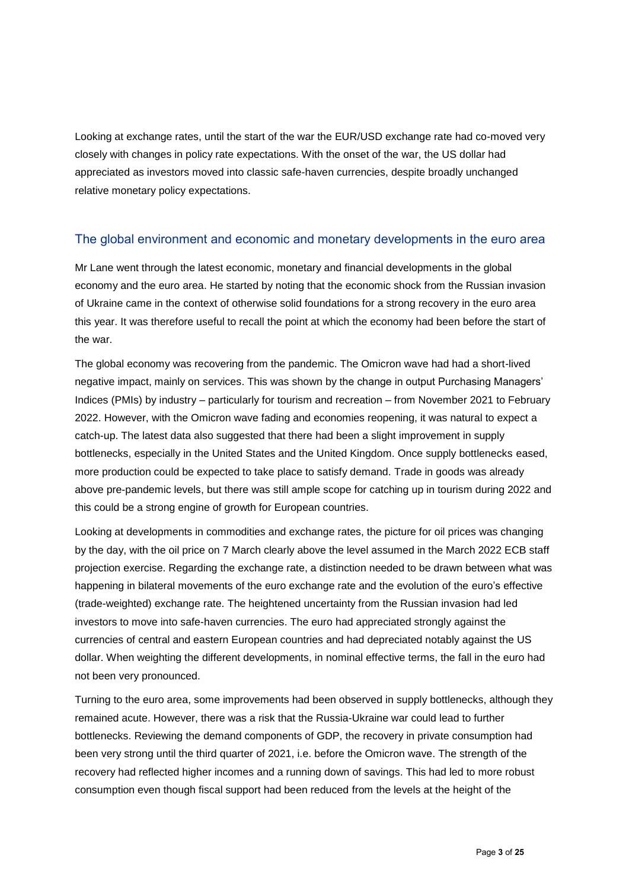Looking at exchange rates, until the start of the war the EUR/USD exchange rate had co-moved very closely with changes in policy rate expectations. With the onset of the war, the US dollar had appreciated as investors moved into classic safe-haven currencies, despite broadly unchanged relative monetary policy expectations.

## The global environment and economic and monetary developments in the euro area

Mr Lane went through the latest economic, monetary and financial developments in the global economy and the euro area. He started by noting that the economic shock from the Russian invasion of Ukraine came in the context of otherwise solid foundations for a strong recovery in the euro area this year. It was therefore useful to recall the point at which the economy had been before the start of the war.

The global economy was recovering from the pandemic. The Omicron wave had had a short-lived negative impact, mainly on services. This was shown by the change in output Purchasing Managers' Indices (PMIs) by industry – particularly for tourism and recreation – from November 2021 to February 2022. However, with the Omicron wave fading and economies reopening, it was natural to expect a catch-up. The latest data also suggested that there had been a slight improvement in supply bottlenecks, especially in the United States and the United Kingdom. Once supply bottlenecks eased, more production could be expected to take place to satisfy demand. Trade in goods was already above pre-pandemic levels, but there was still ample scope for catching up in tourism during 2022 and this could be a strong engine of growth for European countries.

Looking at developments in commodities and exchange rates, the picture for oil prices was changing by the day, with the oil price on 7 March clearly above the level assumed in the March 2022 ECB staff projection exercise. Regarding the exchange rate, a distinction needed to be drawn between what was happening in bilateral movements of the euro exchange rate and the evolution of the euro's effective (trade-weighted) exchange rate. The heightened uncertainty from the Russian invasion had led investors to move into safe-haven currencies. The euro had appreciated strongly against the currencies of central and eastern European countries and had depreciated notably against the US dollar. When weighting the different developments, in nominal effective terms, the fall in the euro had not been very pronounced.

Turning to the euro area, some improvements had been observed in supply bottlenecks, although they remained acute. However, there was a risk that the Russia-Ukraine war could lead to further bottlenecks. Reviewing the demand components of GDP, the recovery in private consumption had been very strong until the third quarter of 2021, i.e. before the Omicron wave. The strength of the recovery had reflected higher incomes and a running down of savings. This had led to more robust consumption even though fiscal support had been reduced from the levels at the height of the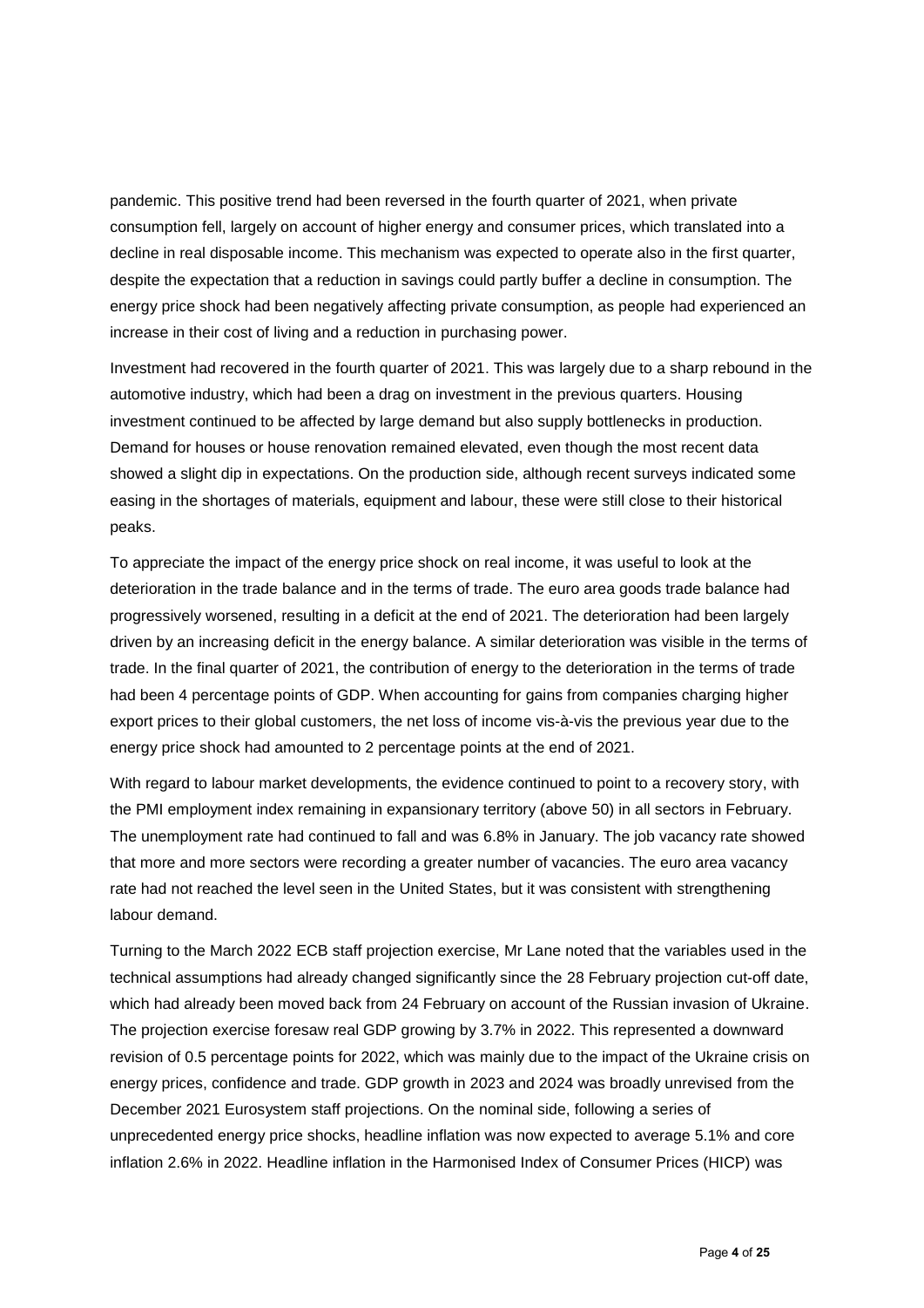pandemic. This positive trend had been reversed in the fourth quarter of 2021, when private consumption fell, largely on account of higher energy and consumer prices, which translated into a decline in real disposable income. This mechanism was expected to operate also in the first quarter, despite the expectation that a reduction in savings could partly buffer a decline in consumption. The energy price shock had been negatively affecting private consumption, as people had experienced an increase in their cost of living and a reduction in purchasing power.

Investment had recovered in the fourth quarter of 2021. This was largely due to a sharp rebound in the automotive industry, which had been a drag on investment in the previous quarters. Housing investment continued to be affected by large demand but also supply bottlenecks in production. Demand for houses or house renovation remained elevated, even though the most recent data showed a slight dip in expectations. On the production side, although recent surveys indicated some easing in the shortages of materials, equipment and labour, these were still close to their historical peaks.

To appreciate the impact of the energy price shock on real income, it was useful to look at the deterioration in the trade balance and in the terms of trade. The euro area goods trade balance had progressively worsened, resulting in a deficit at the end of 2021. The deterioration had been largely driven by an increasing deficit in the energy balance. A similar deterioration was visible in the terms of trade. In the final quarter of 2021, the contribution of energy to the deterioration in the terms of trade had been 4 percentage points of GDP. When accounting for gains from companies charging higher export prices to their global customers, the net loss of income vis-à-vis the previous year due to the energy price shock had amounted to 2 percentage points at the end of 2021.

With regard to labour market developments, the evidence continued to point to a recovery story, with the PMI employment index remaining in expansionary territory (above 50) in all sectors in February. The unemployment rate had continued to fall and was 6.8% in January. The job vacancy rate showed that more and more sectors were recording a greater number of vacancies. The euro area vacancy rate had not reached the level seen in the United States, but it was consistent with strengthening labour demand.

Turning to the March 2022 ECB staff projection exercise, Mr Lane noted that the variables used in the technical assumptions had already changed significantly since the 28 February projection cut-off date, which had already been moved back from 24 February on account of the Russian invasion of Ukraine. The projection exercise foresaw real GDP growing by 3.7% in 2022. This represented a downward revision of 0.5 percentage points for 2022, which was mainly due to the impact of the Ukraine crisis on energy prices, confidence and trade. GDP growth in 2023 and 2024 was broadly unrevised from the December 2021 Eurosystem staff projections. On the nominal side, following a series of unprecedented energy price shocks, headline inflation was now expected to average 5.1% and core inflation 2.6% in 2022. Headline inflation in the Harmonised Index of Consumer Prices (HICP) was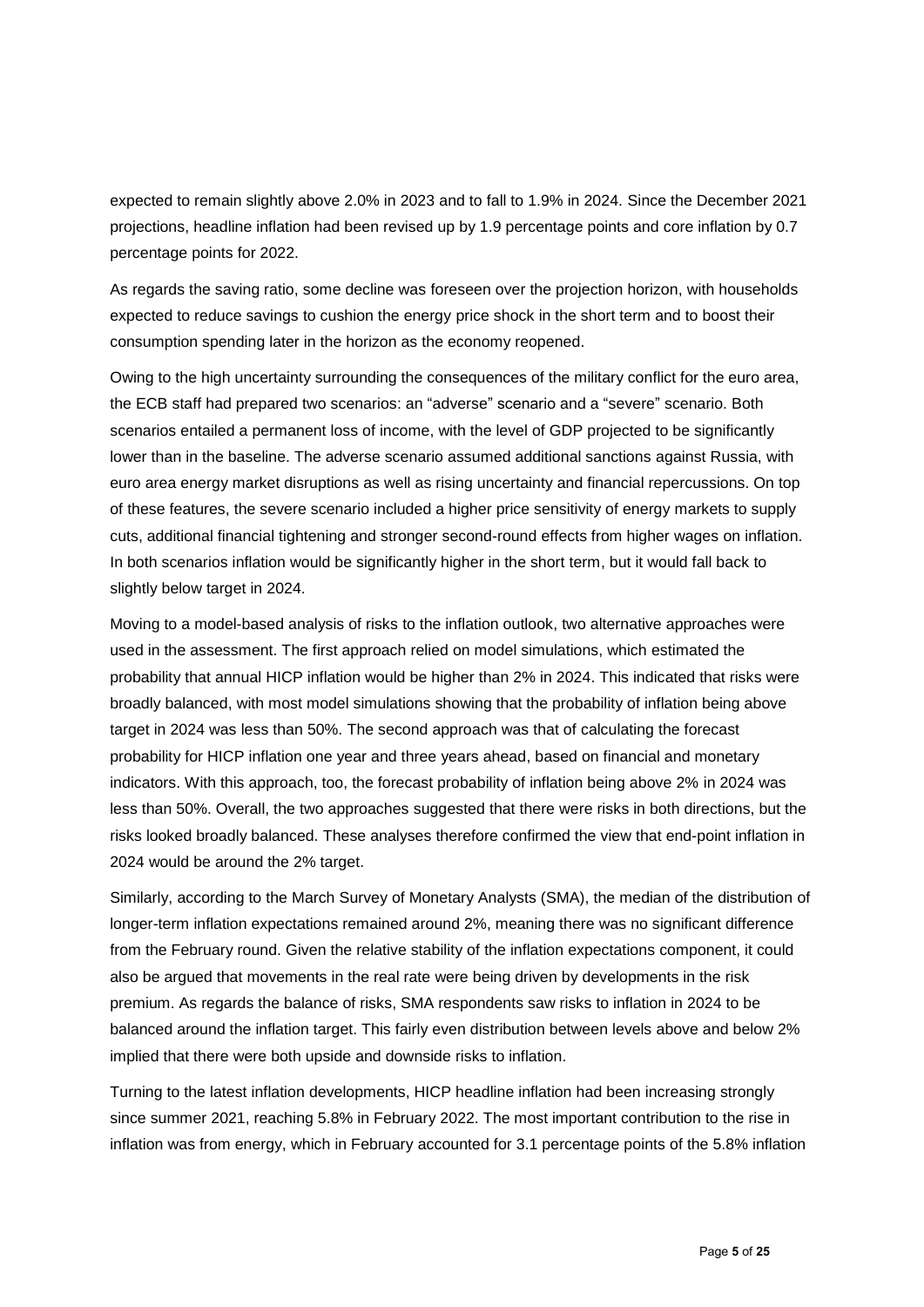expected to remain slightly above 2.0% in 2023 and to fall to 1.9% in 2024. Since the December 2021 projections, headline inflation had been revised up by 1.9 percentage points and core inflation by 0.7 percentage points for 2022.

As regards the saving ratio, some decline was foreseen over the projection horizon, with households expected to reduce savings to cushion the energy price shock in the short term and to boost their consumption spending later in the horizon as the economy reopened.

Owing to the high uncertainty surrounding the consequences of the military conflict for the euro area, the ECB staff had prepared two scenarios: an "adverse" scenario and a "severe" scenario. Both scenarios entailed a permanent loss of income, with the level of GDP projected to be significantly lower than in the baseline. The adverse scenario assumed additional sanctions against Russia, with euro area energy market disruptions as well as rising uncertainty and financial repercussions. On top of these features, the severe scenario included a higher price sensitivity of energy markets to supply cuts, additional financial tightening and stronger second-round effects from higher wages on inflation. In both scenarios inflation would be significantly higher in the short term, but it would fall back to slightly below target in 2024.

Moving to a model-based analysis of risks to the inflation outlook, two alternative approaches were used in the assessment. The first approach relied on model simulations, which estimated the probability that annual HICP inflation would be higher than 2% in 2024. This indicated that risks were broadly balanced, with most model simulations showing that the probability of inflation being above target in 2024 was less than 50%. The second approach was that of calculating the forecast probability for HICP inflation one year and three years ahead, based on financial and monetary indicators. With this approach, too, the forecast probability of inflation being above 2% in 2024 was less than 50%. Overall, the two approaches suggested that there were risks in both directions, but the risks looked broadly balanced. These analyses therefore confirmed the view that end-point inflation in 2024 would be around the 2% target.

Similarly, according to the March Survey of Monetary Analysts (SMA), the median of the distribution of longer-term inflation expectations remained around 2%, meaning there was no significant difference from the February round. Given the relative stability of the inflation expectations component, it could also be argued that movements in the real rate were being driven by developments in the risk premium. As regards the balance of risks, SMA respondents saw risks to inflation in 2024 to be balanced around the inflation target. This fairly even distribution between levels above and below 2% implied that there were both upside and downside risks to inflation.

Turning to the latest inflation developments, HICP headline inflation had been increasing strongly since summer 2021, reaching 5.8% in February 2022. The most important contribution to the rise in inflation was from energy, which in February accounted for 3.1 percentage points of the 5.8% inflation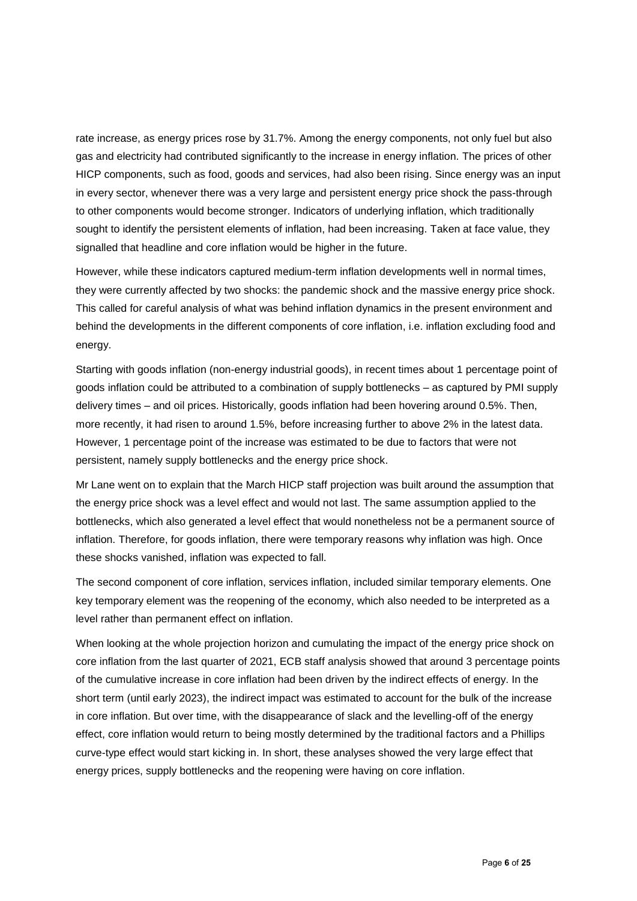rate increase, as energy prices rose by 31.7%. Among the energy components, not only fuel but also gas and electricity had contributed significantly to the increase in energy inflation. The prices of other HICP components, such as food, goods and services, had also been rising. Since energy was an input in every sector, whenever there was a very large and persistent energy price shock the pass-through to other components would become stronger. Indicators of underlying inflation, which traditionally sought to identify the persistent elements of inflation, had been increasing. Taken at face value, they signalled that headline and core inflation would be higher in the future.

However, while these indicators captured medium-term inflation developments well in normal times, they were currently affected by two shocks: the pandemic shock and the massive energy price shock. This called for careful analysis of what was behind inflation dynamics in the present environment and behind the developments in the different components of core inflation, i.e. inflation excluding food and energy.

Starting with goods inflation (non-energy industrial goods), in recent times about 1 percentage point of goods inflation could be attributed to a combination of supply bottlenecks – as captured by PMI supply delivery times – and oil prices. Historically, goods inflation had been hovering around 0.5%. Then, more recently, it had risen to around 1.5%, before increasing further to above 2% in the latest data. However, 1 percentage point of the increase was estimated to be due to factors that were not persistent, namely supply bottlenecks and the energy price shock.

Mr Lane went on to explain that the March HICP staff projection was built around the assumption that the energy price shock was a level effect and would not last. The same assumption applied to the bottlenecks, which also generated a level effect that would nonetheless not be a permanent source of inflation. Therefore, for goods inflation, there were temporary reasons why inflation was high. Once these shocks vanished, inflation was expected to fall.

The second component of core inflation, services inflation, included similar temporary elements. One key temporary element was the reopening of the economy, which also needed to be interpreted as a level rather than permanent effect on inflation.

When looking at the whole projection horizon and cumulating the impact of the energy price shock on core inflation from the last quarter of 2021, ECB staff analysis showed that around 3 percentage points of the cumulative increase in core inflation had been driven by the indirect effects of energy. In the short term (until early 2023), the indirect impact was estimated to account for the bulk of the increase in core inflation. But over time, with the disappearance of slack and the levelling-off of the energy effect, core inflation would return to being mostly determined by the traditional factors and a Phillips curve-type effect would start kicking in. In short, these analyses showed the very large effect that energy prices, supply bottlenecks and the reopening were having on core inflation.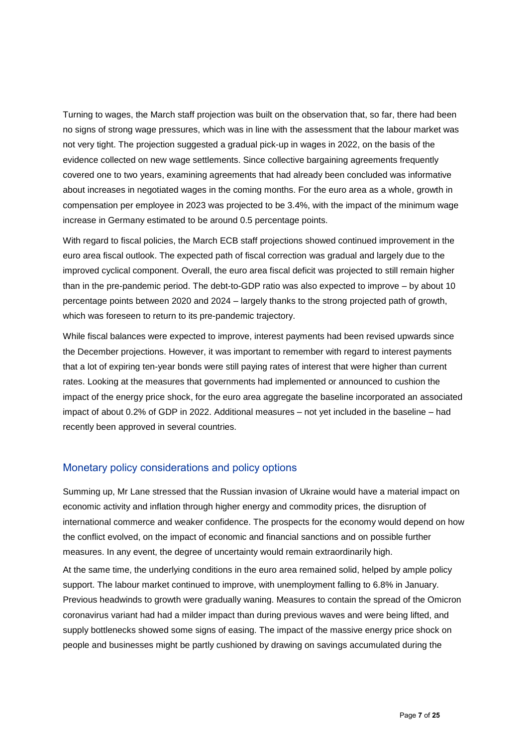Turning to wages, the March staff projection was built on the observation that, so far, there had been no signs of strong wage pressures, which was in line with the assessment that the labour market was not very tight. The projection suggested a gradual pick-up in wages in 2022, on the basis of the evidence collected on new wage settlements. Since collective bargaining agreements frequently covered one to two years, examining agreements that had already been concluded was informative about increases in negotiated wages in the coming months. For the euro area as a whole, growth in compensation per employee in 2023 was projected to be 3.4%, with the impact of the minimum wage increase in Germany estimated to be around 0.5 percentage points.

With regard to fiscal policies, the March ECB staff projections showed continued improvement in the euro area fiscal outlook. The expected path of fiscal correction was gradual and largely due to the improved cyclical component. Overall, the euro area fiscal deficit was projected to still remain higher than in the pre-pandemic period. The debt-to-GDP ratio was also expected to improve – by about 10 percentage points between 2020 and 2024 – largely thanks to the strong projected path of growth, which was foreseen to return to its pre-pandemic trajectory.

While fiscal balances were expected to improve, interest payments had been revised upwards since the December projections. However, it was important to remember with regard to interest payments that a lot of expiring ten-year bonds were still paying rates of interest that were higher than current rates. Looking at the measures that governments had implemented or announced to cushion the impact of the energy price shock, for the euro area aggregate the baseline incorporated an associated impact of about 0.2% of GDP in 2022. Additional measures – not yet included in the baseline – had recently been approved in several countries.

## Monetary policy considerations and policy options

Summing up, Mr Lane stressed that the Russian invasion of Ukraine would have a material impact on economic activity and inflation through higher energy and commodity prices, the disruption of international commerce and weaker confidence. The prospects for the economy would depend on how the conflict evolved, on the impact of economic and financial sanctions and on possible further measures. In any event, the degree of uncertainty would remain extraordinarily high.

At the same time, the underlying conditions in the euro area remained solid, helped by ample policy support. The labour market continued to improve, with unemployment falling to 6.8% in January. Previous headwinds to growth were gradually waning. Measures to contain the spread of the Omicron coronavirus variant had had a milder impact than during previous waves and were being lifted, and supply bottlenecks showed some signs of easing. The impact of the massive energy price shock on people and businesses might be partly cushioned by drawing on savings accumulated during the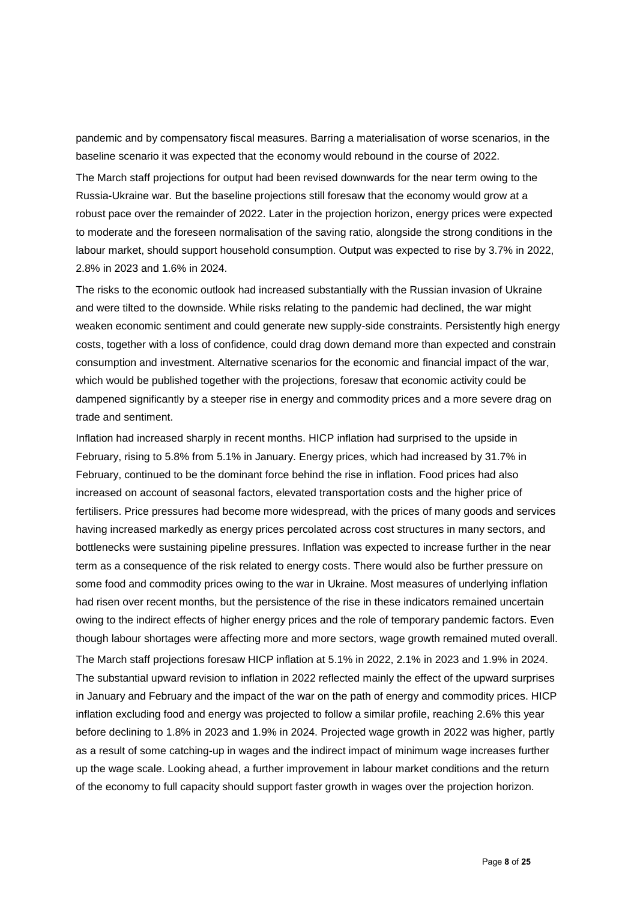pandemic and by compensatory fiscal measures. Barring a materialisation of worse scenarios, in the baseline scenario it was expected that the economy would rebound in the course of 2022.

The March staff projections for output had been revised downwards for the near term owing to the Russia-Ukraine war. But the baseline projections still foresaw that the economy would grow at a robust pace over the remainder of 2022. Later in the projection horizon, energy prices were expected to moderate and the foreseen normalisation of the saving ratio, alongside the strong conditions in the labour market, should support household consumption. Output was expected to rise by 3.7% in 2022, 2.8% in 2023 and 1.6% in 2024.

The risks to the economic outlook had increased substantially with the Russian invasion of Ukraine and were tilted to the downside. While risks relating to the pandemic had declined, the war might weaken economic sentiment and could generate new supply-side constraints. Persistently high energy costs, together with a loss of confidence, could drag down demand more than expected and constrain consumption and investment. Alternative scenarios for the economic and financial impact of the war, which would be published together with the projections, foresaw that economic activity could be dampened significantly by a steeper rise in energy and commodity prices and a more severe drag on trade and sentiment.

Inflation had increased sharply in recent months. HICP inflation had surprised to the upside in February, rising to 5.8% from 5.1% in January. Energy prices, which had increased by 31.7% in February, continued to be the dominant force behind the rise in inflation. Food prices had also increased on account of seasonal factors, elevated transportation costs and the higher price of fertilisers. Price pressures had become more widespread, with the prices of many goods and services having increased markedly as energy prices percolated across cost structures in many sectors, and bottlenecks were sustaining pipeline pressures. Inflation was expected to increase further in the near term as a consequence of the risk related to energy costs. There would also be further pressure on some food and commodity prices owing to the war in Ukraine. Most measures of underlying inflation had risen over recent months, but the persistence of the rise in these indicators remained uncertain owing to the indirect effects of higher energy prices and the role of temporary pandemic factors. Even though labour shortages were affecting more and more sectors, wage growth remained muted overall.

The March staff projections foresaw HICP inflation at 5.1% in 2022, 2.1% in 2023 and 1.9% in 2024. The substantial upward revision to inflation in 2022 reflected mainly the effect of the upward surprises in January and February and the impact of the war on the path of energy and commodity prices. HICP inflation excluding food and energy was projected to follow a similar profile, reaching 2.6% this year before declining to 1.8% in 2023 and 1.9% in 2024. Projected wage growth in 2022 was higher, partly as a result of some catching-up in wages and the indirect impact of minimum wage increases further up the wage scale. Looking ahead, a further improvement in labour market conditions and the return of the economy to full capacity should support faster growth in wages over the projection horizon.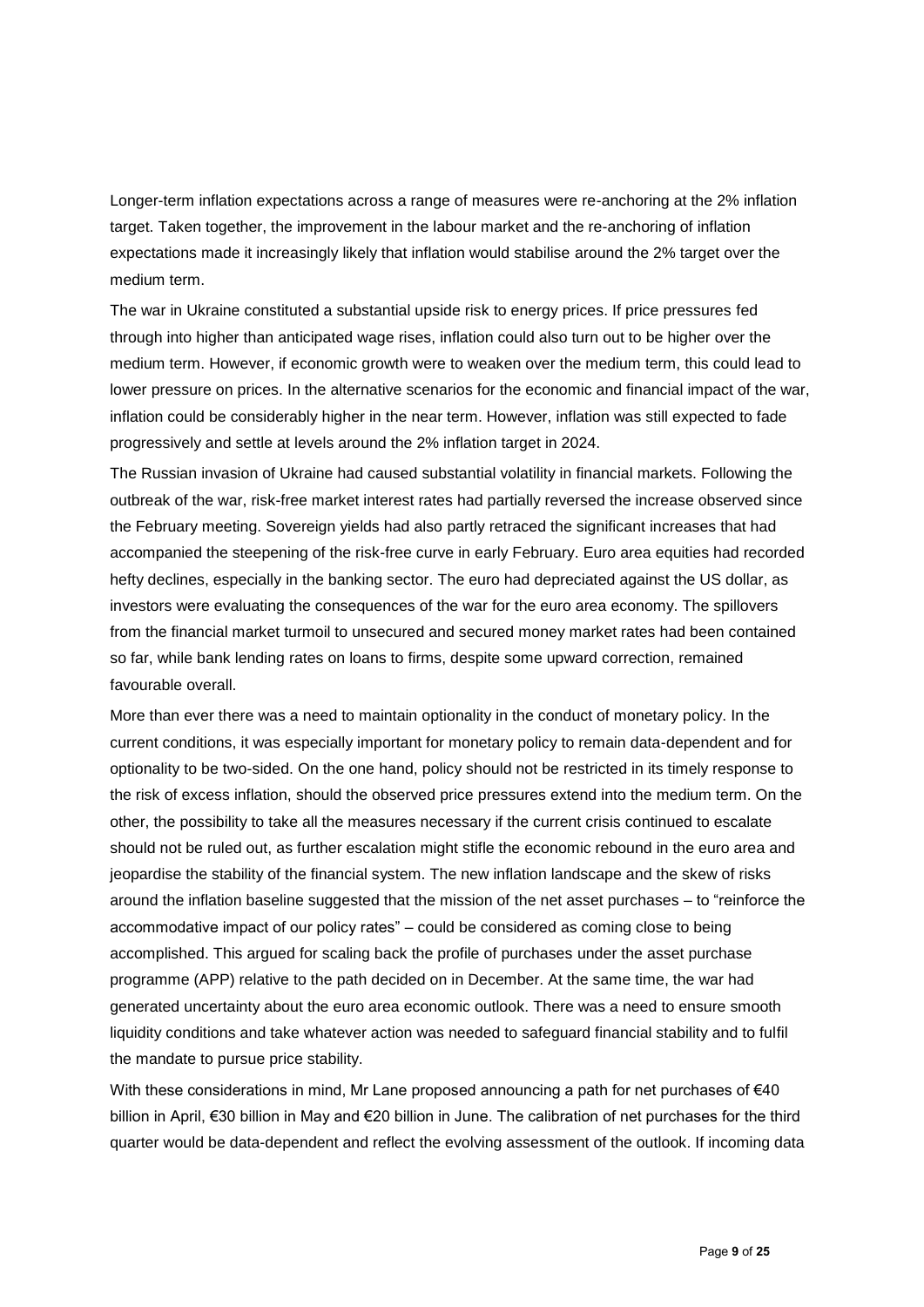Longer-term inflation expectations across a range of measures were re-anchoring at the 2% inflation target. Taken together, the improvement in the labour market and the re-anchoring of inflation expectations made it increasingly likely that inflation would stabilise around the 2% target over the medium term.

The war in Ukraine constituted a substantial upside risk to energy prices. If price pressures fed through into higher than anticipated wage rises, inflation could also turn out to be higher over the medium term. However, if economic growth were to weaken over the medium term, this could lead to lower pressure on prices. In the alternative scenarios for the economic and financial impact of the war, inflation could be considerably higher in the near term. However, inflation was still expected to fade progressively and settle at levels around the 2% inflation target in 2024.

The Russian invasion of Ukraine had caused substantial volatility in financial markets. Following the outbreak of the war, risk-free market interest rates had partially reversed the increase observed since the February meeting. Sovereign yields had also partly retraced the significant increases that had accompanied the steepening of the risk-free curve in early February. Euro area equities had recorded hefty declines, especially in the banking sector. The euro had depreciated against the US dollar, as investors were evaluating the consequences of the war for the euro area economy. The spillovers from the financial market turmoil to unsecured and secured money market rates had been contained so far, while bank lending rates on loans to firms, despite some upward correction, remained favourable overall.

More than ever there was a need to maintain optionality in the conduct of monetary policy. In the current conditions, it was especially important for monetary policy to remain data-dependent and for optionality to be two-sided. On the one hand, policy should not be restricted in its timely response to the risk of excess inflation, should the observed price pressures extend into the medium term. On the other, the possibility to take all the measures necessary if the current crisis continued to escalate should not be ruled out, as further escalation might stifle the economic rebound in the euro area and jeopardise the stability of the financial system. The new inflation landscape and the skew of risks around the inflation baseline suggested that the mission of the net asset purchases – to "reinforce the accommodative impact of our policy rates" – could be considered as coming close to being accomplished. This argued for scaling back the profile of purchases under the asset purchase programme (APP) relative to the path decided on in December. At the same time, the war had generated uncertainty about the euro area economic outlook. There was a need to ensure smooth liquidity conditions and take whatever action was needed to safeguard financial stability and to fulfil the mandate to pursue price stability.

With these considerations in mind, Mr Lane proposed announcing a path for net purchases of €40 billion in April, €30 billion in May and €20 billion in June. The calibration of net purchases for the third quarter would be data-dependent and reflect the evolving assessment of the outlook. If incoming data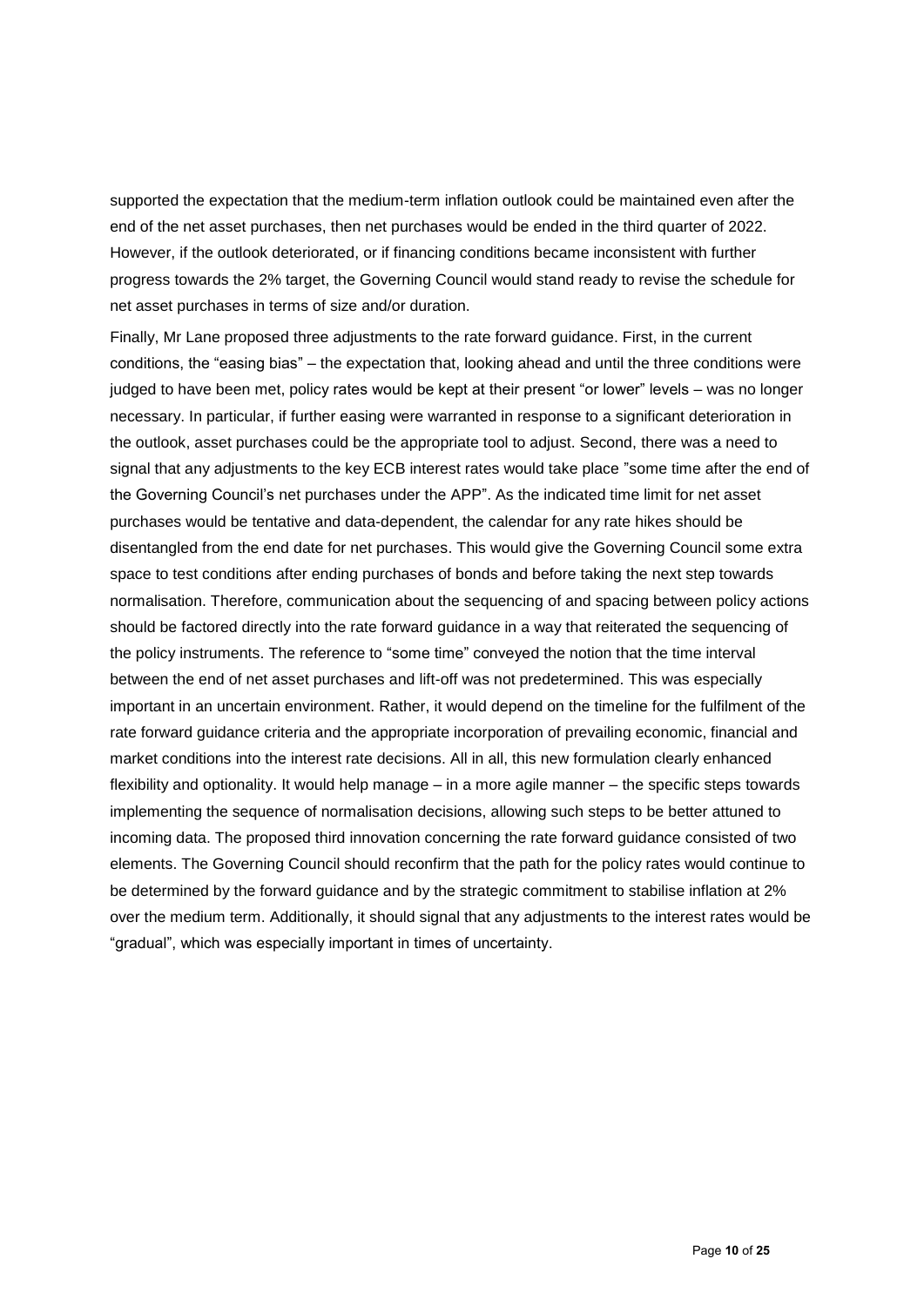supported the expectation that the medium-term inflation outlook could be maintained even after the end of the net asset purchases, then net purchases would be ended in the third quarter of 2022. However, if the outlook deteriorated, or if financing conditions became inconsistent with further progress towards the 2% target, the Governing Council would stand ready to revise the schedule for net asset purchases in terms of size and/or duration.

Finally, Mr Lane proposed three adjustments to the rate forward guidance. First, in the current conditions, the "easing bias" – the expectation that, looking ahead and until the three conditions were judged to have been met, policy rates would be kept at their present "or lower" levels – was no longer necessary. In particular, if further easing were warranted in response to a significant deterioration in the outlook, asset purchases could be the appropriate tool to adjust. Second, there was a need to signal that any adjustments to the key ECB interest rates would take place "some time after the end of the Governing Council's net purchases under the APP". As the indicated time limit for net asset purchases would be tentative and data-dependent, the calendar for any rate hikes should be disentangled from the end date for net purchases. This would give the Governing Council some extra space to test conditions after ending purchases of bonds and before taking the next step towards normalisation. Therefore, communication about the sequencing of and spacing between policy actions should be factored directly into the rate forward guidance in a way that reiterated the sequencing of the policy instruments. The reference to "some time" conveyed the notion that the time interval between the end of net asset purchases and lift-off was not predetermined. This was especially important in an uncertain environment. Rather, it would depend on the timeline for the fulfilment of the rate forward guidance criteria and the appropriate incorporation of prevailing economic, financial and market conditions into the interest rate decisions. All in all, this new formulation clearly enhanced flexibility and optionality. It would help manage – in a more agile manner – the specific steps towards implementing the sequence of normalisation decisions, allowing such steps to be better attuned to incoming data. The proposed third innovation concerning the rate forward guidance consisted of two elements. The Governing Council should reconfirm that the path for the policy rates would continue to be determined by the forward guidance and by the strategic commitment to stabilise inflation at 2% over the medium term. Additionally, it should signal that any adjustments to the interest rates would be "gradual", which was especially important in times of uncertainty.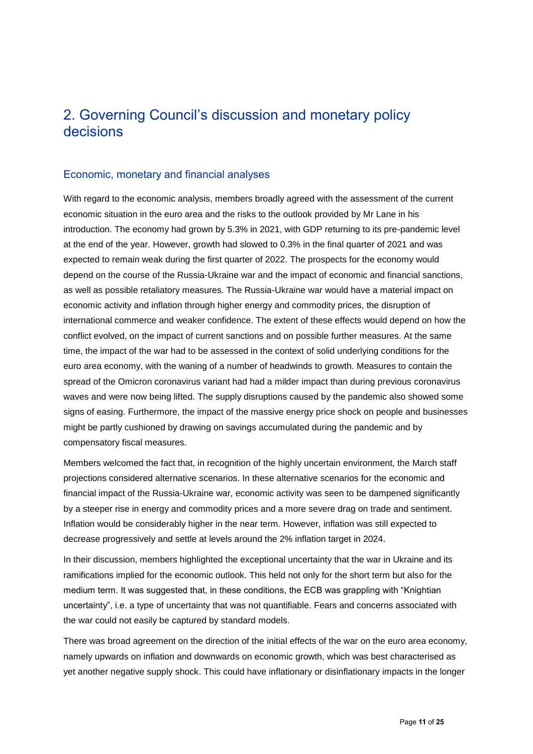## 2. Governing Council's discussion and monetary policy decisions

### Economic, monetary and financial analyses

With regard to the economic analysis, members broadly agreed with the assessment of the current economic situation in the euro area and the risks to the outlook provided by Mr Lane in his introduction. The economy had grown by 5.3% in 2021, with GDP returning to its pre-pandemic level at the end of the year. However, growth had slowed to 0.3% in the final quarter of 2021 and was expected to remain weak during the first quarter of 2022. The prospects for the economy would depend on the course of the Russia-Ukraine war and the impact of economic and financial sanctions, as well as possible retaliatory measures. The Russia-Ukraine war would have a material impact on economic activity and inflation through higher energy and commodity prices, the disruption of international commerce and weaker confidence. The extent of these effects would depend on how the conflict evolved, on the impact of current sanctions and on possible further measures. At the same time, the impact of the war had to be assessed in the context of solid underlying conditions for the euro area economy, with the waning of a number of headwinds to growth. Measures to contain the spread of the Omicron coronavirus variant had had a milder impact than during previous coronavirus waves and were now being lifted. The supply disruptions caused by the pandemic also showed some signs of easing. Furthermore, the impact of the massive energy price shock on people and businesses might be partly cushioned by drawing on savings accumulated during the pandemic and by compensatory fiscal measures.

Members welcomed the fact that, in recognition of the highly uncertain environment, the March staff projections considered alternative scenarios. In these alternative scenarios for the economic and financial impact of the Russia-Ukraine war, economic activity was seen to be dampened significantly by a steeper rise in energy and commodity prices and a more severe drag on trade and sentiment. Inflation would be considerably higher in the near term. However, inflation was still expected to decrease progressively and settle at levels around the 2% inflation target in 2024.

In their discussion, members highlighted the exceptional uncertainty that the war in Ukraine and its ramifications implied for the economic outlook. This held not only for the short term but also for the medium term. It was suggested that, in these conditions, the ECB was grappling with "Knightian uncertainty", i.e. a type of uncertainty that was not quantifiable. Fears and concerns associated with the war could not easily be captured by standard models.

There was broad agreement on the direction of the initial effects of the war on the euro area economy, namely upwards on inflation and downwards on economic growth, which was best characterised as yet another negative supply shock. This could have inflationary or disinflationary impacts in the longer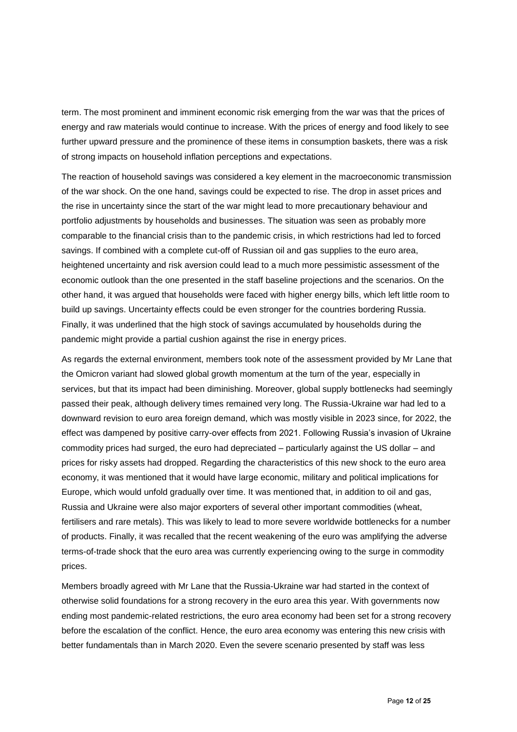term. The most prominent and imminent economic risk emerging from the war was that the prices of energy and raw materials would continue to increase. With the prices of energy and food likely to see further upward pressure and the prominence of these items in consumption baskets, there was a risk of strong impacts on household inflation perceptions and expectations.

The reaction of household savings was considered a key element in the macroeconomic transmission of the war shock. On the one hand, savings could be expected to rise. The drop in asset prices and the rise in uncertainty since the start of the war might lead to more precautionary behaviour and portfolio adjustments by households and businesses. The situation was seen as probably more comparable to the financial crisis than to the pandemic crisis, in which restrictions had led to forced savings. If combined with a complete cut-off of Russian oil and gas supplies to the euro area, heightened uncertainty and risk aversion could lead to a much more pessimistic assessment of the economic outlook than the one presented in the staff baseline projections and the scenarios. On the other hand, it was argued that households were faced with higher energy bills, which left little room to build up savings. Uncertainty effects could be even stronger for the countries bordering Russia. Finally, it was underlined that the high stock of savings accumulated by households during the pandemic might provide a partial cushion against the rise in energy prices.

As regards the external environment, members took note of the assessment provided by Mr Lane that the Omicron variant had slowed global growth momentum at the turn of the year, especially in services, but that its impact had been diminishing. Moreover, global supply bottlenecks had seemingly passed their peak, although delivery times remained very long. The Russia-Ukraine war had led to a downward revision to euro area foreign demand, which was mostly visible in 2023 since, for 2022, the effect was dampened by positive carry-over effects from 2021. Following Russia's invasion of Ukraine commodity prices had surged, the euro had depreciated – particularly against the US dollar – and prices for risky assets had dropped. Regarding the characteristics of this new shock to the euro area economy, it was mentioned that it would have large economic, military and political implications for Europe, which would unfold gradually over time. It was mentioned that, in addition to oil and gas, Russia and Ukraine were also major exporters of several other important commodities (wheat, fertilisers and rare metals). This was likely to lead to more severe worldwide bottlenecks for a number of products. Finally, it was recalled that the recent weakening of the euro was amplifying the adverse terms-of-trade shock that the euro area was currently experiencing owing to the surge in commodity prices.

Members broadly agreed with Mr Lane that the Russia-Ukraine war had started in the context of otherwise solid foundations for a strong recovery in the euro area this year. With governments now ending most pandemic-related restrictions, the euro area economy had been set for a strong recovery before the escalation of the conflict. Hence, the euro area economy was entering this new crisis with better fundamentals than in March 2020. Even the severe scenario presented by staff was less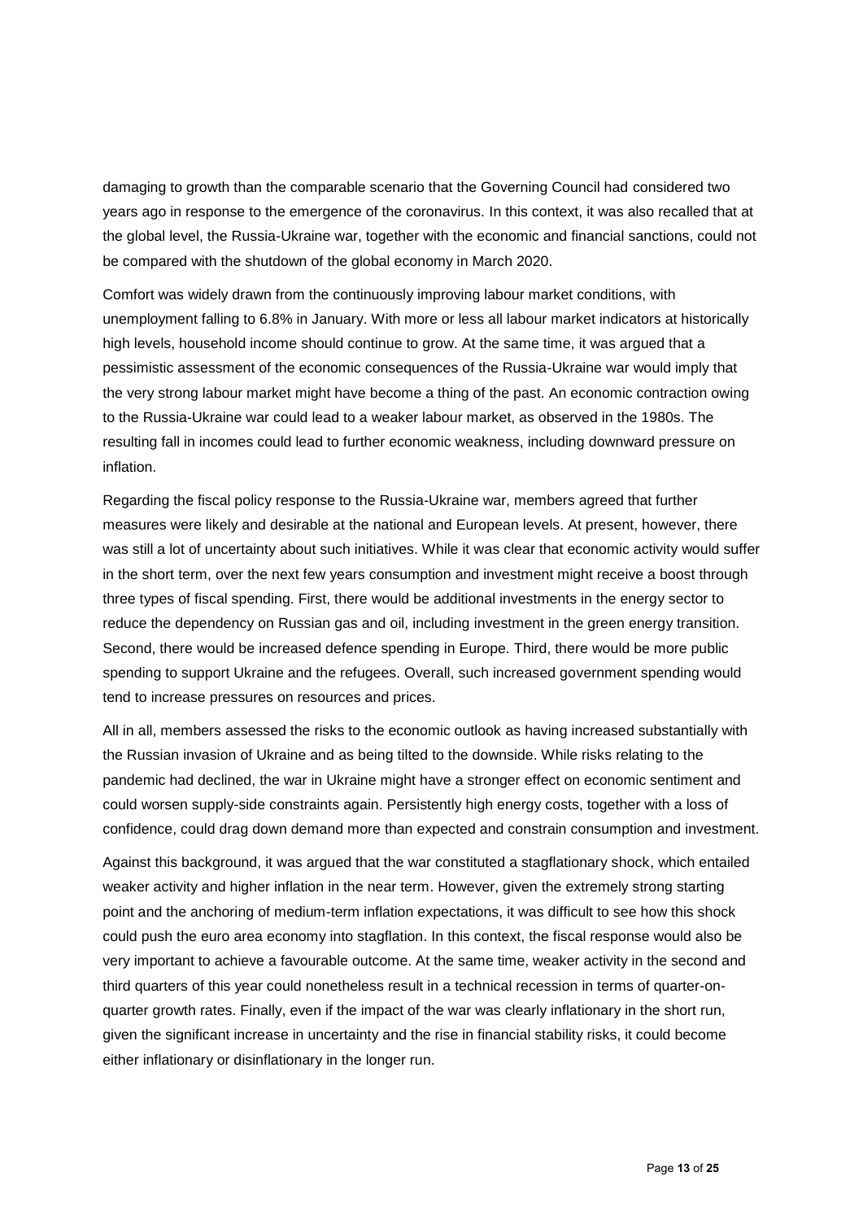damaging to growth than the comparable scenario that the Governing Council had considered two years ago in response to the emergence of the coronavirus. In this context, it was also recalled that at the global level, the Russia-Ukraine war, together with the economic and financial sanctions, could not be compared with the shutdown of the global economy in March 2020.

Comfort was widely drawn from the continuously improving labour market conditions, with unemployment falling to 6.8% in January. With more or less all labour market indicators at historically high levels, household income should continue to grow. At the same time, it was argued that a pessimistic assessment of the economic consequences of the Russia-Ukraine war would imply that the very strong labour market might have become a thing of the past. An economic contraction owing to the Russia-Ukraine war could lead to a weaker labour market, as observed in the 1980s. The resulting fall in incomes could lead to further economic weakness, including downward pressure on inflation.

Regarding the fiscal policy response to the Russia-Ukraine war, members agreed that further measures were likely and desirable at the national and European levels. At present, however, there was still a lot of uncertainty about such initiatives. While it was clear that economic activity would suffer in the short term, over the next few years consumption and investment might receive a boost through three types of fiscal spending. First, there would be additional investments in the energy sector to reduce the dependency on Russian gas and oil, including investment in the green energy transition. Second, there would be increased defence spending in Europe. Third, there would be more public spending to support Ukraine and the refugees. Overall, such increased government spending would tend to increase pressures on resources and prices.

All in all, members assessed the risks to the economic outlook as having increased substantially with the Russian invasion of Ukraine and as being tilted to the downside. While risks relating to the pandemic had declined, the war in Ukraine might have a stronger effect on economic sentiment and could worsen supply-side constraints again. Persistently high energy costs, together with a loss of confidence, could drag down demand more than expected and constrain consumption and investment.

Against this background, it was argued that the war constituted a stagflationary shock, which entailed weaker activity and higher inflation in the near term. However, given the extremely strong starting point and the anchoring of medium-term inflation expectations, it was difficult to see how this shock could push the euro area economy into stagflation. In this context, the fiscal response would also be very important to achieve a favourable outcome. At the same time, weaker activity in the second and third quarters of this year could nonetheless result in a technical recession in terms of quarter-on-quarter growth rates. Finally, even if the impact of the war was clearly inflationary in the short run, given the significant increase in uncertainty and the rise in financial stability risks, it could become either inflationary or disinflationary in the longer run.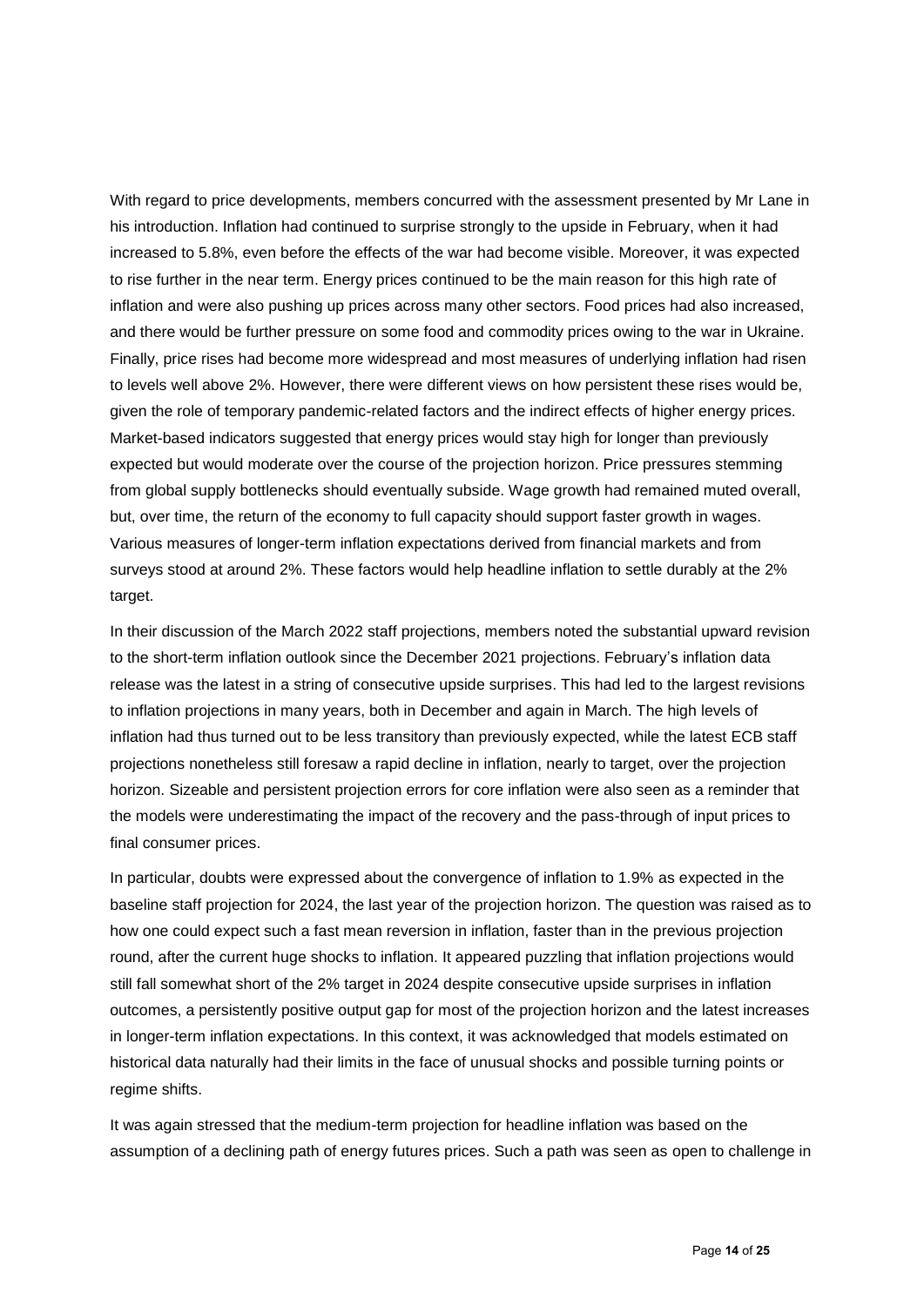With regard to price developments, members concurred with the assessment presented by Mr Lane in his introduction. Inflation had continued to surprise strongly to the upside in February, when it had increased to 5.8%, even before the effects of the war had become visible. Moreover, it was expected to rise further in the near term. Energy prices continued to be the main reason for this high rate of inflation and were also pushing up prices across many other sectors. Food prices had also increased, and there would be further pressure on some food and commodity prices owing to the war in Ukraine. Finally, price rises had become more widespread and most measures of underlying inflation had risen to levels well above 2%. However, there were different views on how persistent these rises would be, given the role of temporary pandemic-related factors and the indirect effects of higher energy prices. Market-based indicators suggested that energy prices would stay high for longer than previously expected but would moderate over the course of the projection horizon. Price pressures stemming from global supply bottlenecks should eventually subside. Wage growth had remained muted overall, but, over time, the return of the economy to full capacity should support faster growth in wages. Various measures of longer-term inflation expectations derived from financial markets and from surveys stood at around 2%. These factors would help headline inflation to settle durably at the 2% target.

In their discussion of the March 2022 staff projections, members noted the substantial upward revision to the short-term inflation outlook since the December 2021 projections. February's inflation data release was the latest in a string of consecutive upside surprises. This had led to the largest revisions to inflation projections in many years, both in December and again in March. The high levels of inflation had thus turned out to be less transitory than previously expected, while the latest ECB staff projections nonetheless still foresaw a rapid decline in inflation, nearly to target, over the projection horizon. Sizeable and persistent projection errors for core inflation were also seen as a reminder that the models were underestimating the impact of the recovery and the pass-through of input prices to final consumer prices.

In particular, doubts were expressed about the convergence of inflation to 1.9% as expected in the baseline staff projection for 2024, the last year of the projection horizon. The question was raised as to how one could expect such a fast mean reversion in inflation, faster than in the previous projection round, after the current huge shocks to inflation. It appeared puzzling that inflation projections would still fall somewhat short of the 2% target in 2024 despite consecutive upside surprises in inflation outcomes, a persistently positive output gap for most of the projection horizon and the latest increases in longer-term inflation expectations. In this context, it was acknowledged that models estimated on historical data naturally had their limits in the face of unusual shocks and possible turning points or regime shifts.

It was again stressed that the medium-term projection for headline inflation was based on the assumption of a declining path of energy futures prices. Such a path was seen as open to challenge in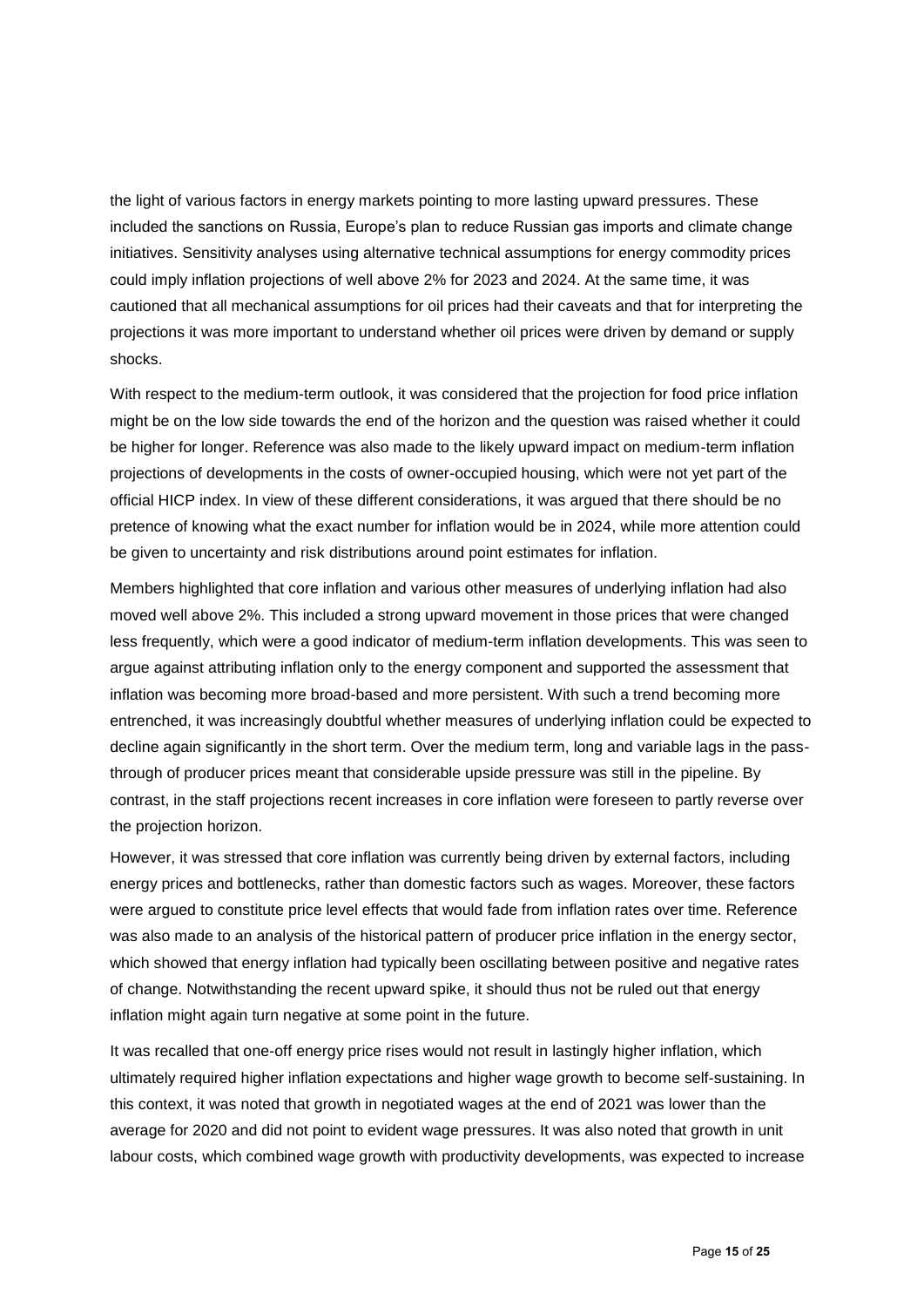the light of various factors in energy markets pointing to more lasting upward pressures. These included the sanctions on Russia, Europe's plan to reduce Russian gas imports and climate change initiatives. Sensitivity analyses using alternative technical assumptions for energy commodity prices could imply inflation projections of well above 2% for 2023 and 2024. At the same time, it was cautioned that all mechanical assumptions for oil prices had their caveats and that for interpreting the projections it was more important to understand whether oil prices were driven by demand or supply shocks.

With respect to the medium-term outlook, it was considered that the projection for food price inflation might be on the low side towards the end of the horizon and the question was raised whether it could be higher for longer. Reference was also made to the likely upward impact on medium-term inflation projections of developments in the costs of owner-occupied housing, which were not yet part of the official HICP index. In view of these different considerations, it was argued that there should be no pretence of knowing what the exact number for inflation would be in 2024, while more attention could be given to uncertainty and risk distributions around point estimates for inflation.

Members highlighted that core inflation and various other measures of underlying inflation had also moved well above 2%. This included a strong upward movement in those prices that were changed less frequently, which were a good indicator of medium-term inflation developments. This was seen to argue against attributing inflation only to the energy component and supported the assessment that inflation was becoming more broad-based and more persistent. With such a trend becoming more entrenched, it was increasingly doubtful whether measures of underlying inflation could be expected to decline again significantly in the short term. Over the medium term, long and variable lags in the pass-through of producer prices meant that considerable upside pressure was still in the pipeline. By contrast, in the staff projections recent increases in core inflation were foreseen to partly reverse over the projection horizon.

However, it was stressed that core inflation was currently being driven by external factors, including energy prices and bottlenecks, rather than domestic factors such as wages. Moreover, these factors were argued to constitute price level effects that would fade from inflation rates over time. Reference was also made to an analysis of the historical pattern of producer price inflation in the energy sector, which showed that energy inflation had typically been oscillating between positive and negative rates of change. Notwithstanding the recent upward spike, it should thus not be ruled out that energy inflation might again turn negative at some point in the future.

It was recalled that one-off energy price rises would not result in lastingly higher inflation, which ultimately required higher inflation expectations and higher wage growth to become self-sustaining. In this context, it was noted that growth in negotiated wages at the end of 2021 was lower than the average for 2020 and did not point to evident wage pressures. It was also noted that growth in unit labour costs, which combined wage growth with productivity developments, was expected to increase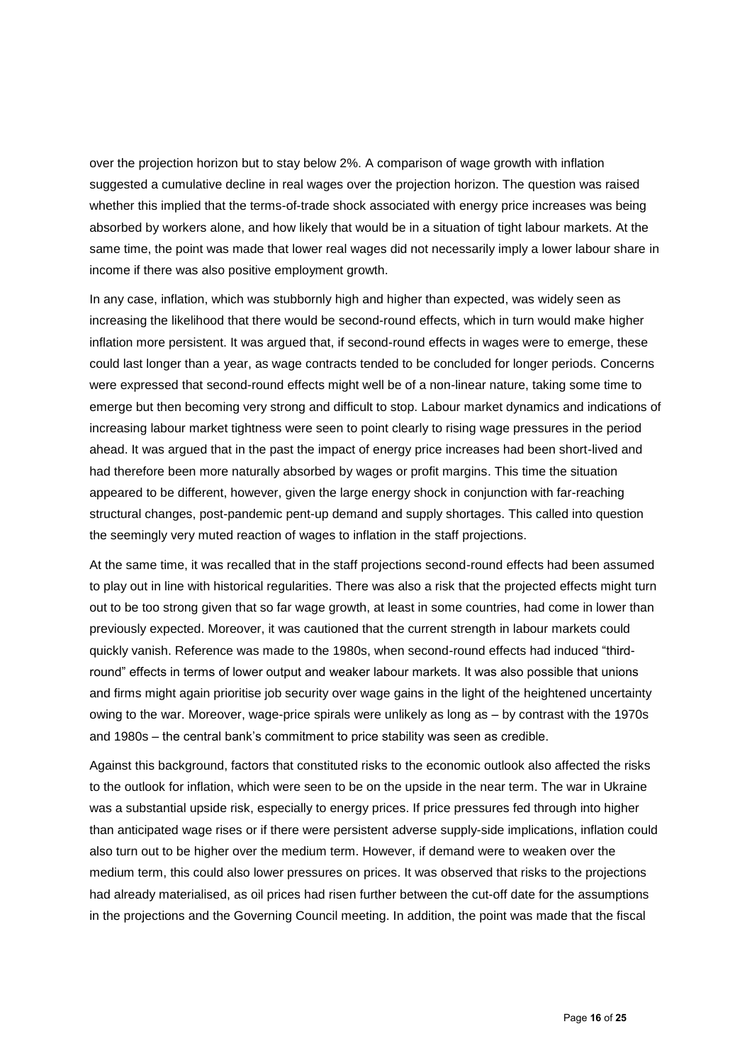over the projection horizon but to stay below 2%. A comparison of wage growth with inflation suggested a cumulative decline in real wages over the projection horizon. The question was raised whether this implied that the terms-of-trade shock associated with energy price increases was being absorbed by workers alone, and how likely that would be in a situation of tight labour markets. At the same time, the point was made that lower real wages did not necessarily imply a lower labour share in income if there was also positive employment growth.

In any case, inflation, which was stubbornly high and higher than expected, was widely seen as increasing the likelihood that there would be second-round effects, which in turn would make higher inflation more persistent. It was argued that, if second-round effects in wages were to emerge, these could last longer than a year, as wage contracts tended to be concluded for longer periods. Concerns were expressed that second-round effects might well be of a non-linear nature, taking some time to emerge but then becoming very strong and difficult to stop. Labour market dynamics and indications of increasing labour market tightness were seen to point clearly to rising wage pressures in the period ahead. It was argued that in the past the impact of energy price increases had been short-lived and had therefore been more naturally absorbed by wages or profit margins. This time the situation appeared to be different, however, given the large energy shock in conjunction with far-reaching structural changes, post-pandemic pent-up demand and supply shortages. This called into question the seemingly very muted reaction of wages to inflation in the staff projections.

At the same time, it was recalled that in the staff projections second-round effects had been assumed to play out in line with historical regularities. There was also a risk that the projected effects might turn out to be too strong given that so far wage growth, at least in some countries, had come in lower than previously expected. Moreover, it was cautioned that the current strength in labour markets could quickly vanish. Reference was made to the 1980s, when second-round effects had induced "third-round" effects in terms of lower output and weaker labour markets. It was also possible that unions and firms might again prioritise job security over wage gains in the light of the heightened uncertainty owing to the war. Moreover, wage-price spirals were unlikely as long as – by contrast with the 1970s and 1980s – the central bank's commitment to price stability was seen as credible.

Against this background, factors that constituted risks to the economic outlook also affected the risks to the outlook for inflation, which were seen to be on the upside in the near term. The war in Ukraine was a substantial upside risk, especially to energy prices. If price pressures fed through into higher than anticipated wage rises or if there were persistent adverse supply-side implications, inflation could also turn out to be higher over the medium term. However, if demand were to weaken over the medium term, this could also lower pressures on prices. It was observed that risks to the projections had already materialised, as oil prices had risen further between the cut-off date for the assumptions in the projections and the Governing Council meeting. In addition, the point was made that the fiscal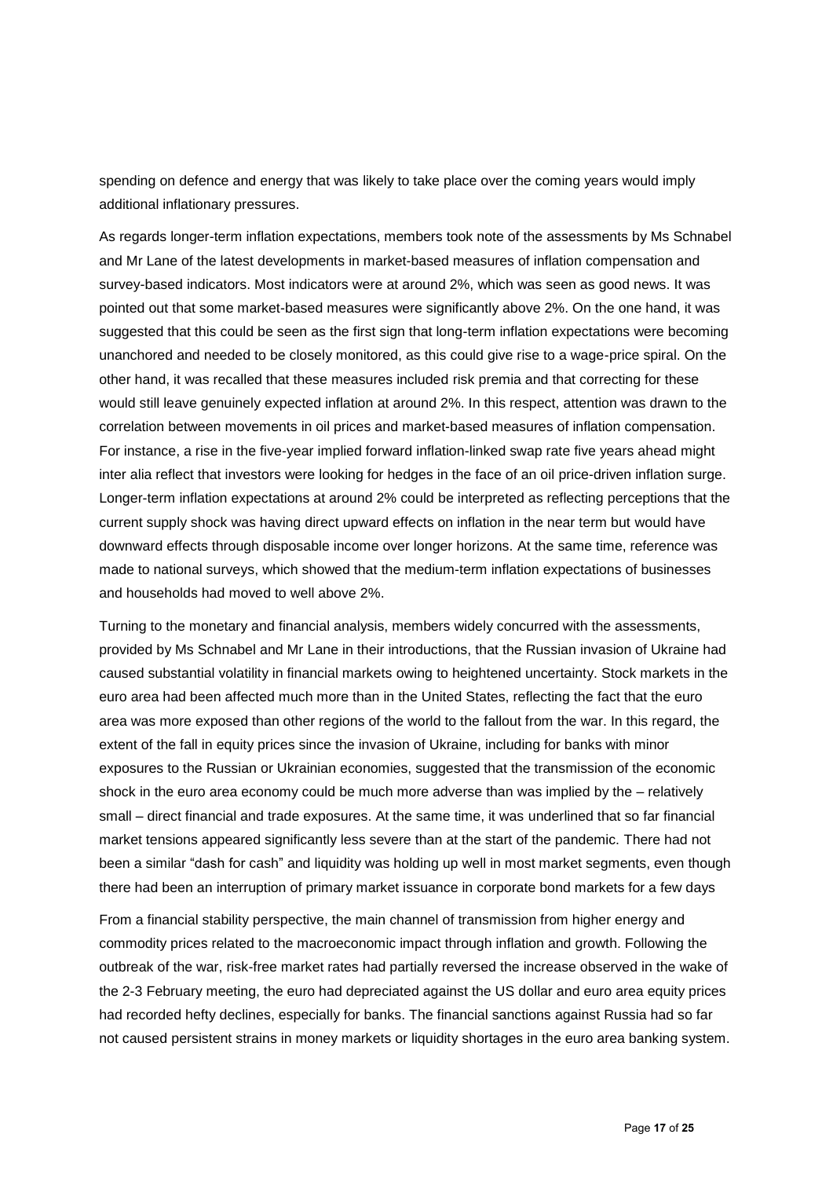spending on defence and energy that was likely to take place over the coming years would imply additional inflationary pressures.

As regards longer-term inflation expectations, members took note of the assessments by Ms Schnabel and Mr Lane of the latest developments in market-based measures of inflation compensation and survey-based indicators. Most indicators were at around 2%, which was seen as good news. It was pointed out that some market-based measures were significantly above 2%. On the one hand, it was suggested that this could be seen as the first sign that long-term inflation expectations were becoming unanchored and needed to be closely monitored, as this could give rise to a wage-price spiral. On the other hand, it was recalled that these measures included risk premia and that correcting for these would still leave genuinely expected inflation at around 2%. In this respect, attention was drawn to the correlation between movements in oil prices and market-based measures of inflation compensation. For instance, a rise in the five-year implied forward inflation-linked swap rate five years ahead might inter alia reflect that investors were looking for hedges in the face of an oil price-driven inflation surge. Longer-term inflation expectations at around 2% could be interpreted as reflecting perceptions that the current supply shock was having direct upward effects on inflation in the near term but would have downward effects through disposable income over longer horizons. At the same time, reference was made to national surveys, which showed that the medium-term inflation expectations of businesses and households had moved to well above 2%.

Turning to the monetary and financial analysis, members widely concurred with the assessments, provided by Ms Schnabel and Mr Lane in their introductions, that the Russian invasion of Ukraine had caused substantial volatility in financial markets owing to heightened uncertainty. Stock markets in the euro area had been affected much more than in the United States, reflecting the fact that the euro area was more exposed than other regions of the world to the fallout from the war. In this regard, the extent of the fall in equity prices since the invasion of Ukraine, including for banks with minor exposures to the Russian or Ukrainian economies, suggested that the transmission of the economic shock in the euro area economy could be much more adverse than was implied by the – relatively small – direct financial and trade exposures. At the same time, it was underlined that so far financial market tensions appeared significantly less severe than at the start of the pandemic. There had not been a similar "dash for cash" and liquidity was holding up well in most market segments, even though there had been an interruption of primary market issuance in corporate bond markets for a few days

From a financial stability perspective, the main channel of transmission from higher energy and commodity prices related to the macroeconomic impact through inflation and growth. Following the outbreak of the war, risk-free market rates had partially reversed the increase observed in the wake of the 2-3 February meeting, the euro had depreciated against the US dollar and euro area equity prices had recorded hefty declines, especially for banks. The financial sanctions against Russia had so far not caused persistent strains in money markets or liquidity shortages in the euro area banking system.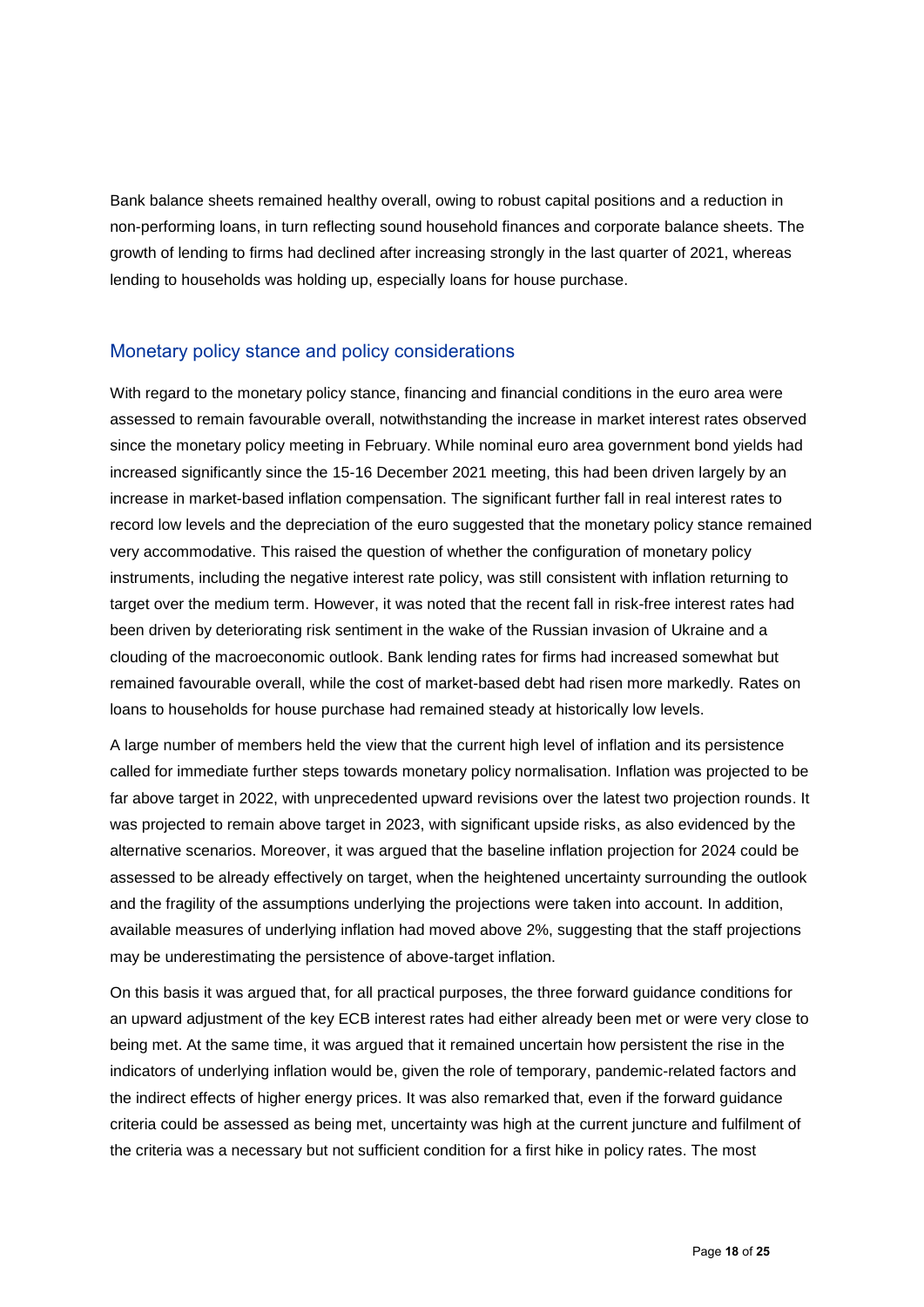Bank balance sheets remained healthy overall, owing to robust capital positions and a reduction in non-performing loans, in turn reflecting sound household finances and corporate balance sheets. The growth of lending to firms had declined after increasing strongly in the last quarter of 2021, whereas lending to households was holding up, especially loans for house purchase.

## Monetary policy stance and policy considerations

With regard to the monetary policy stance, financing and financial conditions in the euro area were assessed to remain favourable overall, notwithstanding the increase in market interest rates observed since the monetary policy meeting in February. While nominal euro area government bond yields had increased significantly since the 15-16 December 2021 meeting, this had been driven largely by an increase in market-based inflation compensation. The significant further fall in real interest rates to record low levels and the depreciation of the euro suggested that the monetary policy stance remained very accommodative. This raised the question of whether the configuration of monetary policy instruments, including the negative interest rate policy, was still consistent with inflation returning to target over the medium term. However, it was noted that the recent fall in risk-free interest rates had been driven by deteriorating risk sentiment in the wake of the Russian invasion of Ukraine and a clouding of the macroeconomic outlook. Bank lending rates for firms had increased somewhat but remained favourable overall, while the cost of market-based debt had risen more markedly. Rates on loans to households for house purchase had remained steady at historically low levels.

A large number of members held the view that the current high level of inflation and its persistence called for immediate further steps towards monetary policy normalisation. Inflation was projected to be far above target in 2022, with unprecedented upward revisions over the latest two projection rounds. It was projected to remain above target in 2023, with significant upside risks, as also evidenced by the alternative scenarios. Moreover, it was argued that the baseline inflation projection for 2024 could be assessed to be already effectively on target, when the heightened uncertainty surrounding the outlook and the fragility of the assumptions underlying the projections were taken into account. In addition, available measures of underlying inflation had moved above 2%, suggesting that the staff projections may be underestimating the persistence of above-target inflation.

On this basis it was argued that, for all practical purposes, the three forward guidance conditions for an upward adjustment of the key ECB interest rates had either already been met or were very close to being met. At the same time, it was argued that it remained uncertain how persistent the rise in the indicators of underlying inflation would be, given the role of temporary, pandemic-related factors and the indirect effects of higher energy prices. It was also remarked that, even if the forward guidance criteria could be assessed as being met, uncertainty was high at the current juncture and fulfilment of the criteria was a necessary but not sufficient condition for a first hike in policy rates. The most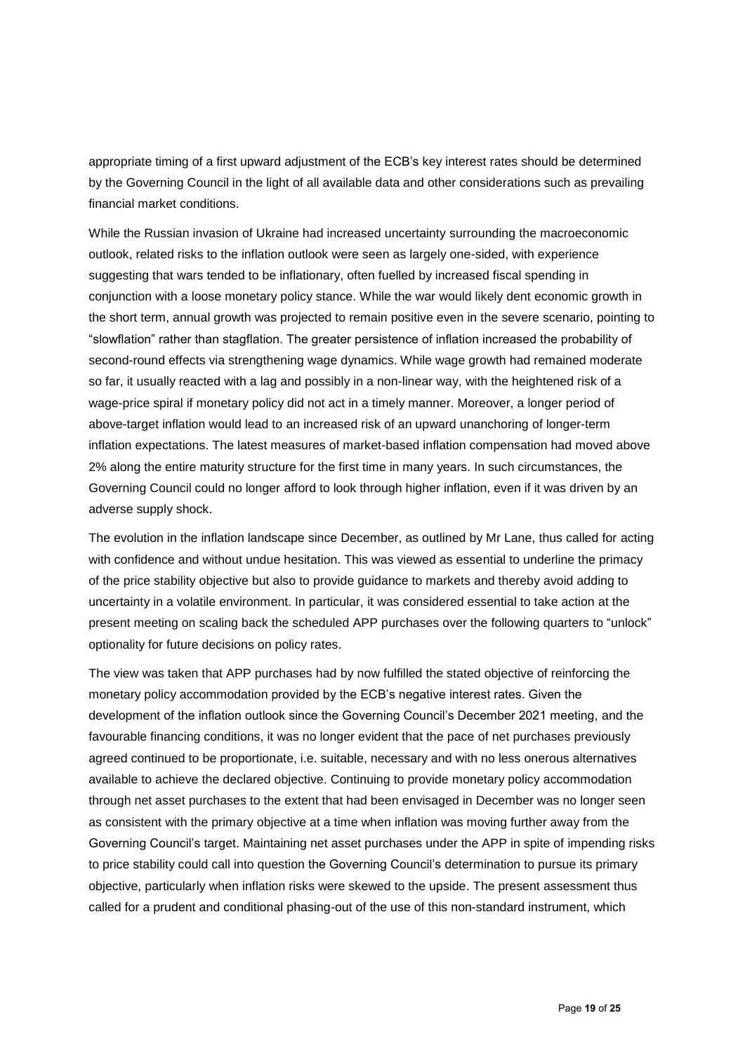appropriate timing of a first upward adjustment of the ECB's key interest rates should be determined by the Governing Council in the light of all available data and other considerations such as prevailing financial market conditions.

While the Russian invasion of Ukraine had increased uncertainty surrounding the macroeconomic outlook, related risks to the inflation outlook were seen as largely one-sided, with experience suggesting that wars tended to be inflationary, often fuelled by increased fiscal spending in conjunction with a loose monetary policy stance. While the war would likely dent economic growth in the short term, annual growth was projected to remain positive even in the severe scenario, pointing to "slowflation" rather than stagflation. The greater persistence of inflation increased the probability of second-round effects via strengthening wage dynamics. While wage growth had remained moderate so far, it usually reacted with a lag and possibly in a non-linear way, with the heightened risk of a wage-price spiral if monetary policy did not act in a timely manner. Moreover, a longer period of above-target inflation would lead to an increased risk of an upward unanchoring of longer-term inflation expectations. The latest measures of market-based inflation compensation had moved above 2% along the entire maturity structure for the first time in many years. In such circumstances, the Governing Council could no longer afford to look through higher inflation, even if it was driven by an adverse supply shock.

The evolution in the inflation landscape since December, as outlined by Mr Lane, thus called for acting with confidence and without undue hesitation. This was viewed as essential to underline the primacy of the price stability objective but also to provide guidance to markets and thereby avoid adding to uncertainty in a volatile environment. In particular, it was considered essential to take action at the present meeting on scaling back the scheduled APP purchases over the following quarters to "unlock" optionality for future decisions on policy rates.

The view was taken that APP purchases had by now fulfilled the stated objective of reinforcing the monetary policy accommodation provided by the ECB's negative interest rates. Given the development of the inflation outlook since the Governing Council's December 2021 meeting, and the favourable financing conditions, it was no longer evident that the pace of net purchases previously agreed continued to be proportionate, i.e. suitable, necessary and with no less onerous alternatives available to achieve the declared objective. Continuing to provide monetary policy accommodation through net asset purchases to the extent that had been envisaged in December was no longer seen as consistent with the primary objective at a time when inflation was moving further away from the Governing Council's target. Maintaining net asset purchases under the APP in spite of impending risks to price stability could call into question the Governing Council's determination to pursue its primary objective, particularly when inflation risks were skewed to the upside. The present assessment thus called for a prudent and conditional phasing-out of the use of this non-standard instrument, which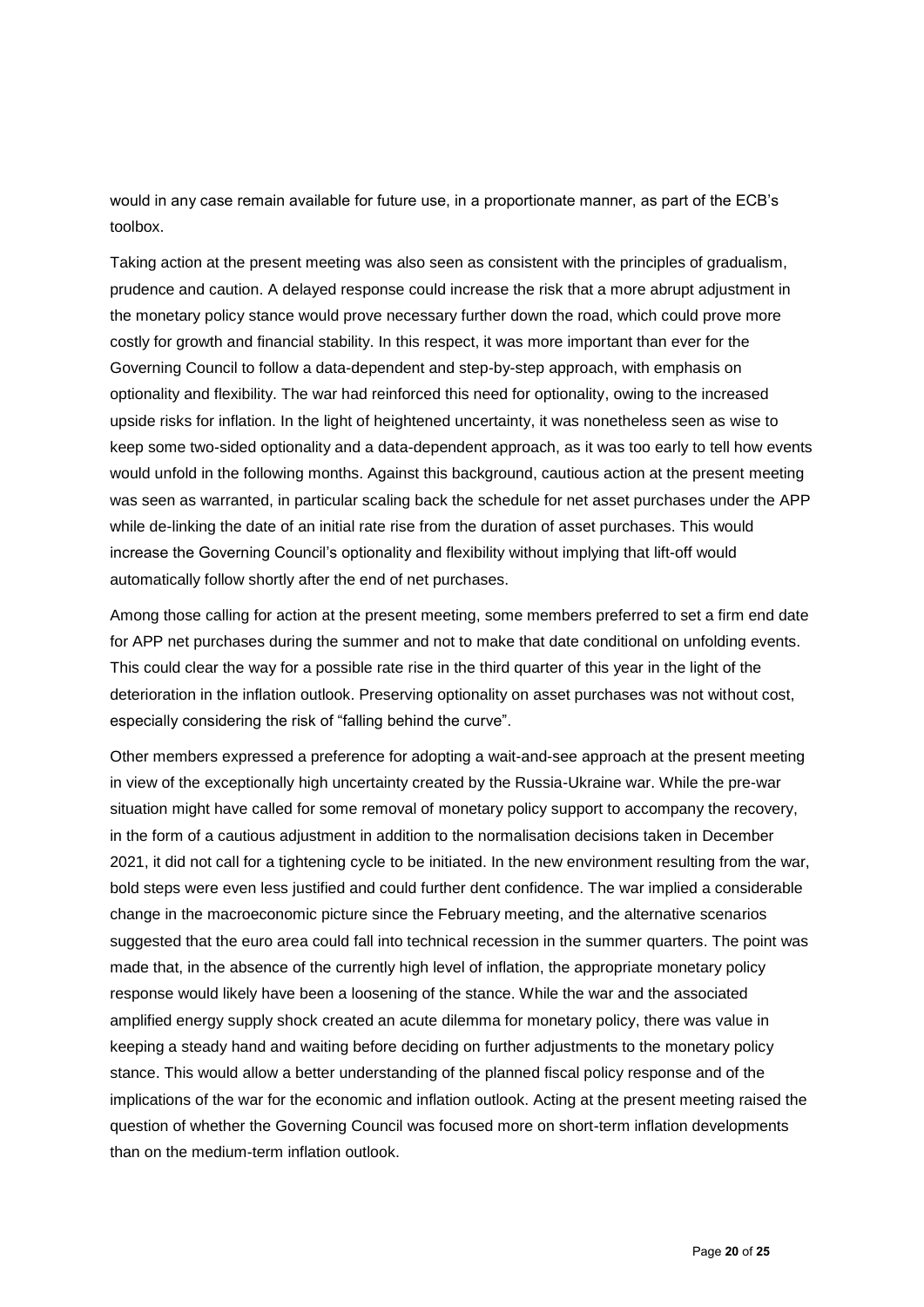would in any case remain available for future use, in a proportionate manner, as part of the ECB's toolbox.

Taking action at the present meeting was also seen as consistent with the principles of gradualism, prudence and caution. A delayed response could increase the risk that a more abrupt adjustment in the monetary policy stance would prove necessary further down the road, which could prove more costly for growth and financial stability. In this respect, it was more important than ever for the Governing Council to follow a data-dependent and step-by-step approach, with emphasis on optionality and flexibility. The war had reinforced this need for optionality, owing to the increased upside risks for inflation. In the light of heightened uncertainty, it was nonetheless seen as wise to keep some two-sided optionality and a data-dependent approach, as it was too early to tell how events would unfold in the following months. Against this background, cautious action at the present meeting was seen as warranted, in particular scaling back the schedule for net asset purchases under the APP while de-linking the date of an initial rate rise from the duration of asset purchases. This would increase the Governing Council's optionality and flexibility without implying that lift-off would automatically follow shortly after the end of net purchases.

Among those calling for action at the present meeting, some members preferred to set a firm end date for APP net purchases during the summer and not to make that date conditional on unfolding events. This could clear the way for a possible rate rise in the third quarter of this year in the light of the deterioration in the inflation outlook. Preserving optionality on asset purchases was not without cost, especially considering the risk of "falling behind the curve".

Other members expressed a preference for adopting a wait-and-see approach at the present meeting in view of the exceptionally high uncertainty created by the Russia-Ukraine war. While the pre-war situation might have called for some removal of monetary policy support to accompany the recovery, in the form of a cautious adjustment in addition to the normalisation decisions taken in December 2021, it did not call for a tightening cycle to be initiated. In the new environment resulting from the war, bold steps were even less justified and could further dent confidence. The war implied a considerable change in the macroeconomic picture since the February meeting, and the alternative scenarios suggested that the euro area could fall into technical recession in the summer quarters. The point was made that, in the absence of the currently high level of inflation, the appropriate monetary policy response would likely have been a loosening of the stance. While the war and the associated amplified energy supply shock created an acute dilemma for monetary policy, there was value in keeping a steady hand and waiting before deciding on further adjustments to the monetary policy stance. This would allow a better understanding of the planned fiscal policy response and of the implications of the war for the economic and inflation outlook. Acting at the present meeting raised the question of whether the Governing Council was focused more on short-term inflation developments than on the medium-term inflation outlook.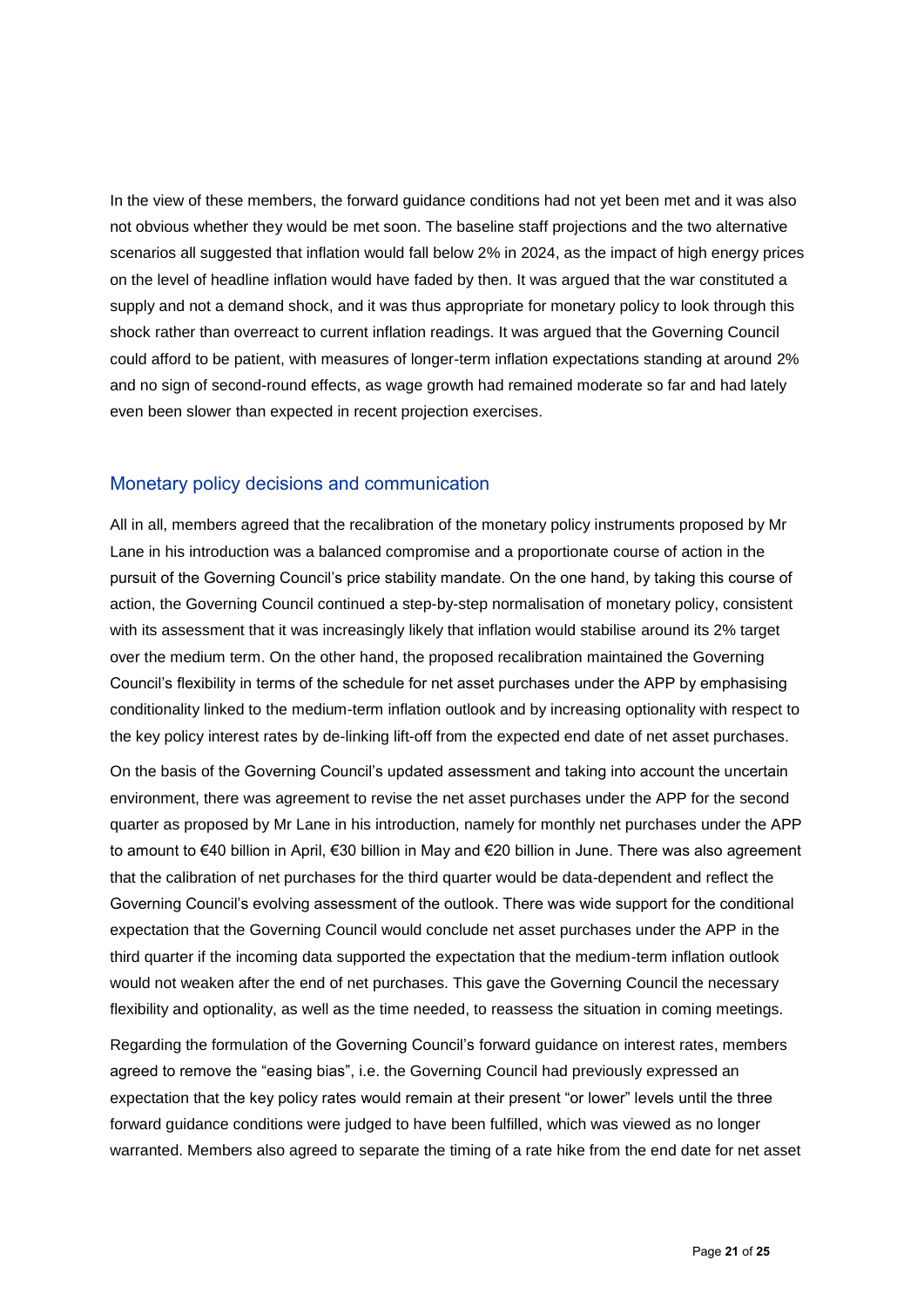In the view of these members, the forward guidance conditions had not yet been met and it was also not obvious whether they would be met soon. The baseline staff projections and the two alternative scenarios all suggested that inflation would fall below 2% in 2024, as the impact of high energy prices on the level of headline inflation would have faded by then. It was argued that the war constituted a supply and not a demand shock, and it was thus appropriate for monetary policy to look through this shock rather than overreact to current inflation readings. It was argued that the Governing Council could afford to be patient, with measures of longer-term inflation expectations standing at around 2% and no sign of second-round effects, as wage growth had remained moderate so far and had lately even been slower than expected in recent projection exercises.

## Monetary policy decisions and communication

All in all, members agreed that the recalibration of the monetary policy instruments proposed by Mr Lane in his introduction was a balanced compromise and a proportionate course of action in the pursuit of the Governing Council's price stability mandate. On the one hand, by taking this course of action, the Governing Council continued a step-by-step normalisation of monetary policy, consistent with its assessment that it was increasingly likely that inflation would stabilise around its 2% target over the medium term. On the other hand, the proposed recalibration maintained the Governing Council's flexibility in terms of the schedule for net asset purchases under the APP by emphasising conditionality linked to the medium-term inflation outlook and by increasing optionality with respect to the key policy interest rates by de-linking lift-off from the expected end date of net asset purchases.

On the basis of the Governing Council's updated assessment and taking into account the uncertain environment, there was agreement to revise the net asset purchases under the APP for the second quarter as proposed by Mr Lane in his introduction, namely for monthly net purchases under the APP to amount to €40 billion in April, €30 billion in May and €20 billion in June. There was also agreement that the calibration of net purchases for the third quarter would be data-dependent and reflect the Governing Council's evolving assessment of the outlook. There was wide support for the conditional expectation that the Governing Council would conclude net asset purchases under the APP in the third quarter if the incoming data supported the expectation that the medium-term inflation outlook would not weaken after the end of net purchases. This gave the Governing Council the necessary flexibility and optionality, as well as the time needed, to reassess the situation in coming meetings.

Regarding the formulation of the Governing Council's forward guidance on interest rates, members agreed to remove the "easing bias", i.e. the Governing Council had previously expressed an expectation that the key policy rates would remain at their present "or lower" levels until the three forward guidance conditions were judged to have been fulfilled, which was viewed as no longer warranted. Members also agreed to separate the timing of a rate hike from the end date for net asset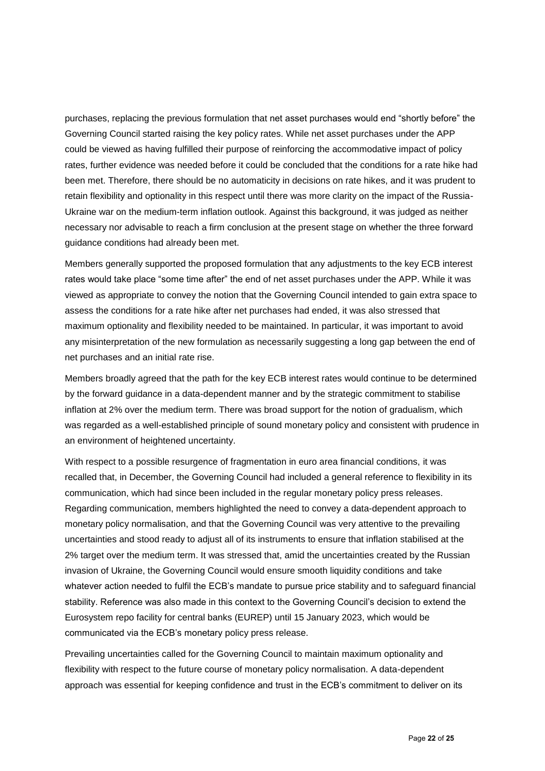purchases, replacing the previous formulation that net asset purchases would end "shortly before" the Governing Council started raising the key policy rates. While net asset purchases under the APP could be viewed as having fulfilled their purpose of reinforcing the accommodative impact of policy rates, further evidence was needed before it could be concluded that the conditions for a rate hike had been met. Therefore, there should be no automaticity in decisions on rate hikes, and it was prudent to retain flexibility and optionality in this respect until there was more clarity on the impact of the Russia-Ukraine war on the medium-term inflation outlook. Against this background, it was judged as neither necessary nor advisable to reach a firm conclusion at the present stage on whether the three forward guidance conditions had already been met.

Members generally supported the proposed formulation that any adjustments to the key ECB interest rates would take place "some time after" the end of net asset purchases under the APP. While it was viewed as appropriate to convey the notion that the Governing Council intended to gain extra space to assess the conditions for a rate hike after net purchases had ended, it was also stressed that maximum optionality and flexibility needed to be maintained. In particular, it was important to avoid any misinterpretation of the new formulation as necessarily suggesting a long gap between the end of net purchases and an initial rate rise.

Members broadly agreed that the path for the key ECB interest rates would continue to be determined by the forward guidance in a data-dependent manner and by the strategic commitment to stabilise inflation at 2% over the medium term. There was broad support for the notion of gradualism, which was regarded as a well-established principle of sound monetary policy and consistent with prudence in an environment of heightened uncertainty.

With respect to a possible resurgence of fragmentation in euro area financial conditions, it was recalled that, in December, the Governing Council had included a general reference to flexibility in its communication, which had since been included in the regular monetary policy press releases. Regarding communication, members highlighted the need to convey a data-dependent approach to monetary policy normalisation, and that the Governing Council was very attentive to the prevailing uncertainties and stood ready to adjust all of its instruments to ensure that inflation stabilised at the 2% target over the medium term. It was stressed that, amid the uncertainties created by the Russian invasion of Ukraine, the Governing Council would ensure smooth liquidity conditions and take whatever action needed to fulfil the ECB's mandate to pursue price stability and to safeguard financial stability. Reference was also made in this context to the Governing Council's decision to extend the Eurosystem repo facility for central banks (EUREP) until 15 January 2023, which would be communicated via the ECB's monetary policy press release.

Prevailing uncertainties called for the Governing Council to maintain maximum optionality and flexibility with respect to the future course of monetary policy normalisation. A data-dependent approach was essential for keeping confidence and trust in the ECB's commitment to deliver on its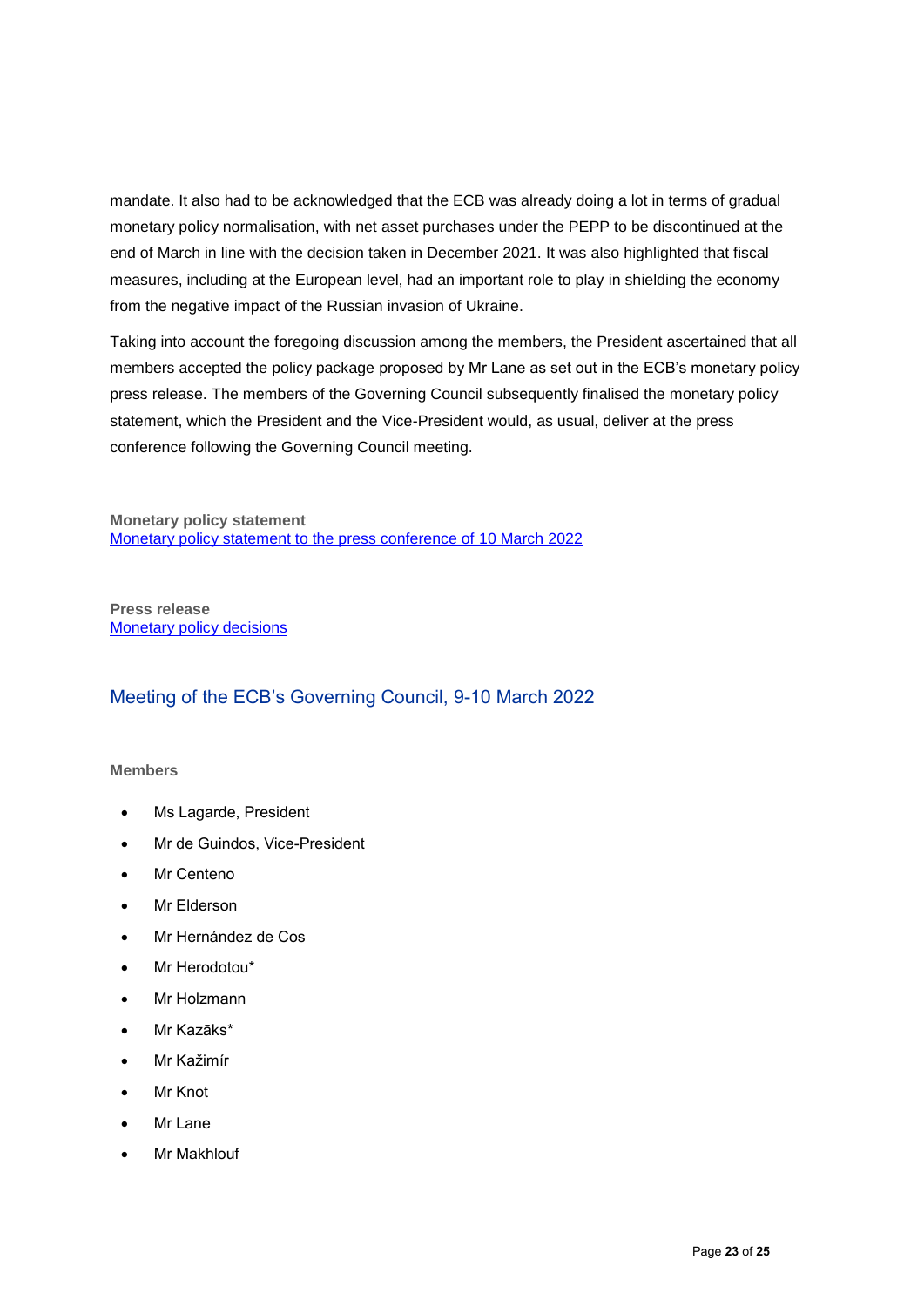mandate. It also had to be acknowledged that the ECB was already doing a lot in terms of gradual monetary policy normalisation, with net asset purchases under the PEPP to be discontinued at the end of March in line with the decision taken in December 2021. It was also highlighted that fiscal measures, including at the European level, had an important role to play in shielding the economy from the negative impact of the Russian invasion of Ukraine.

Taking into account the foregoing discussion among the members, the President ascertained that all members accepted the policy package proposed by Mr Lane as set out in the ECB's monetary policy press release. The members of the Governing Council subsequently finalised the monetary policy statement, which the President and the Vice-President would, as usual, deliver at the press conference following the Governing Council meeting.

**Monetary policy statement**
[Monetary policy statement to the press conference of 10 March 2022]

**Press release**
[Monetary policy decisions]

## Meeting of the ECB's Governing Council, 9-10 March 2022

**Members**

- Ms Lagarde, President
- Mr de Guindos, Vice-President
- Mr Centeno
- Mr Elderson
- Mr Hernández de Cos
- Mr Herodotou*
- Mr Holzmann
- Mr Kazāks*
- Mr Kažimír
- Mr Knot
- Mr Lane
- Mr Makhlouf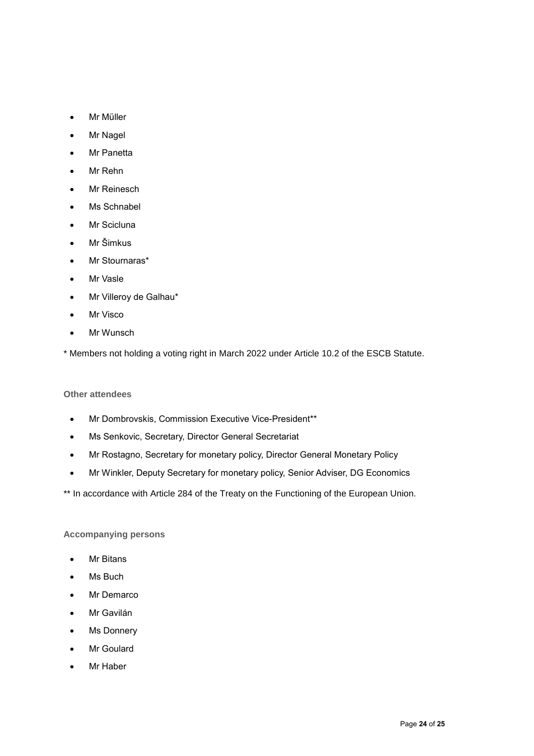- Mr Müller
- Mr Nagel
- Mr Panetta
- Mr Rehn
- Mr Reinesch
- Ms Schnabel
- Mr Scicluna
- Mr Šimkus
- Mr Stournaras*
- Mr Vasle
- Mr Villeroy de Galhau*
- Mr Visco
- Mr Wunsch

* Members not holding a voting right in March 2022 under Article 10.2 of the ESCB Statute.

### Other attendees

- Mr Dombrovskis, Commission Executive Vice-President**
- Ms Senkovic, Secretary, Director General Secretariat
- Mr Rostagno, Secretary for monetary policy, Director General Monetary Policy
- Mr Winkler, Deputy Secretary for monetary policy, Senior Adviser, DG Economics

** In accordance with Article 284 of the Treaty on the Functioning of the European Union.

### Accompanying persons

- Mr Bitans
- Ms Buch
- Mr Demarco
- Mr Gavilán
- Ms Donnery
- Mr Goulard
- Mr Haber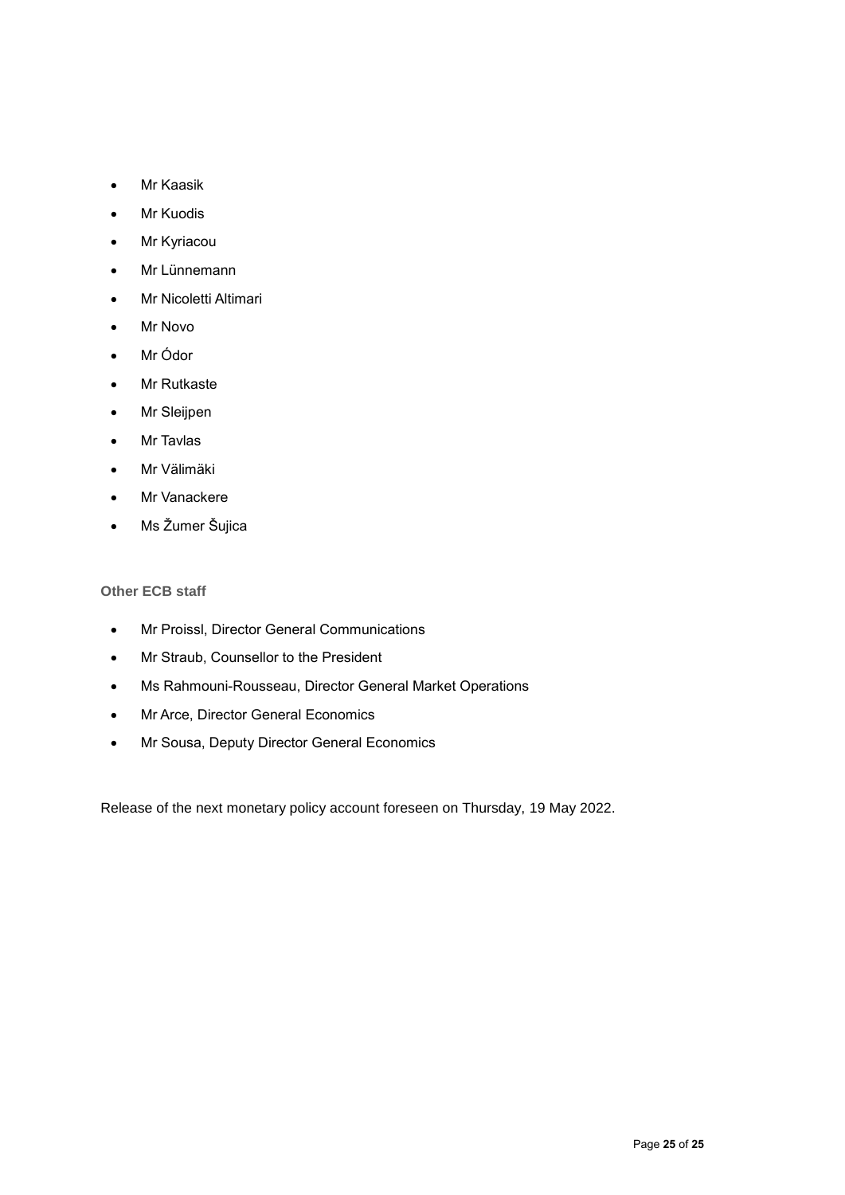- Mr Kaasik
- Mr Kuodis
- Mr Kyriacou
- Mr Lünnemann
- Mr Nicoletti Altimari
- Mr Novo
- Mr Ódor
- Mr Rutkaste
- Mr Sleijpen
- Mr Tavlas
- Mr Välimäki
- Mr Vanackere
- Ms Žumer Šujica

**Other ECB staff**

- Mr Proissl, Director General Communications
- Mr Straub, Counsellor to the President
- Ms Rahmouni-Rousseau, Director General Market Operations
- Mr Arce, Director General Economics
- Mr Sousa, Deputy Director General Economics

Release of the next monetary policy account foreseen on Thursday, 19 May 2022.